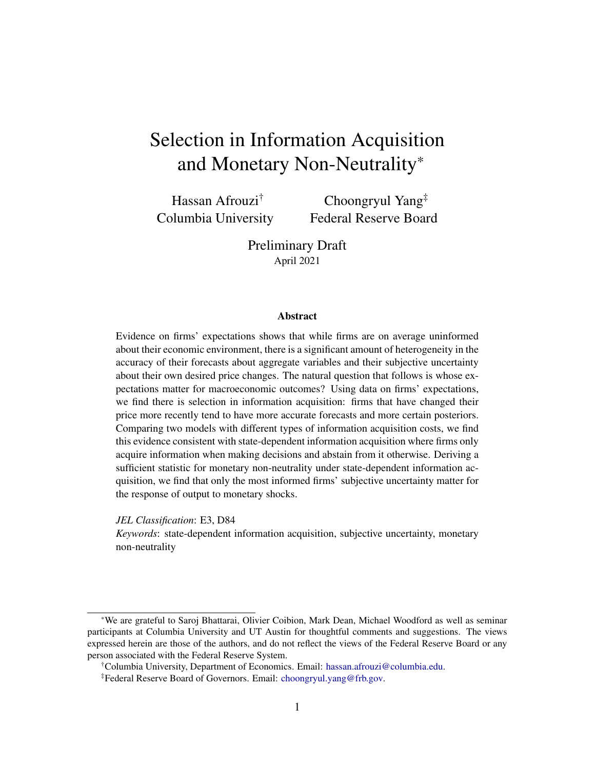# Selection in Information Acquisition and Monetary Non-Neutrality*

Hassan Afrouzi[†]
Columbia University

Choongryul Yang[‡]
Federal Reserve Board

Preliminary Draft
April 2021

## Abstract

Evidence on firms' expectations shows that while firms are on average uninformed about their economic environment, there is a significant amount of heterogeneity in the accuracy of their forecasts about aggregate variables and their subjective uncertainty about their own desired price changes. The natural question that follows is whose expectations matter for macroeconomic outcomes? Using data on firms' expectations, we find there is selection in information acquisition: firms that have changed their price more recently tend to have more accurate forecasts and more certain posteriors. Comparing two models with different types of information acquisition costs, we find this evidence consistent with state-dependent information acquisition where firms only acquire information when making decisions and abstain from it otherwise. Deriving a sufficient statistic for monetary non-neutrality under state-dependent information acquisition, we find that only the most informed firms' subjective uncertainty matter for the response of output to monetary shocks.

*JEL Classification*: E3, D84

*Keywords*: state-dependent information acquisition, subjective uncertainty, monetary non-neutrality

---

*We are grateful to Saroj Bhattarai, Olivier Coibion, Mark Dean, Michael Woodford as well as seminar participants at Columbia University and UT Austin for thoughtful comments and suggestions. The views expressed herein are those of the authors, and do not reflect the views of the Federal Reserve Board or any person associated with the Federal Reserve System.

[†]Columbia University, Department of Economics. Email: hassan.afrouzi@columbia.edu.

[‡]Federal Reserve Board of Governors. Email: choongryul.yang@frb.gov.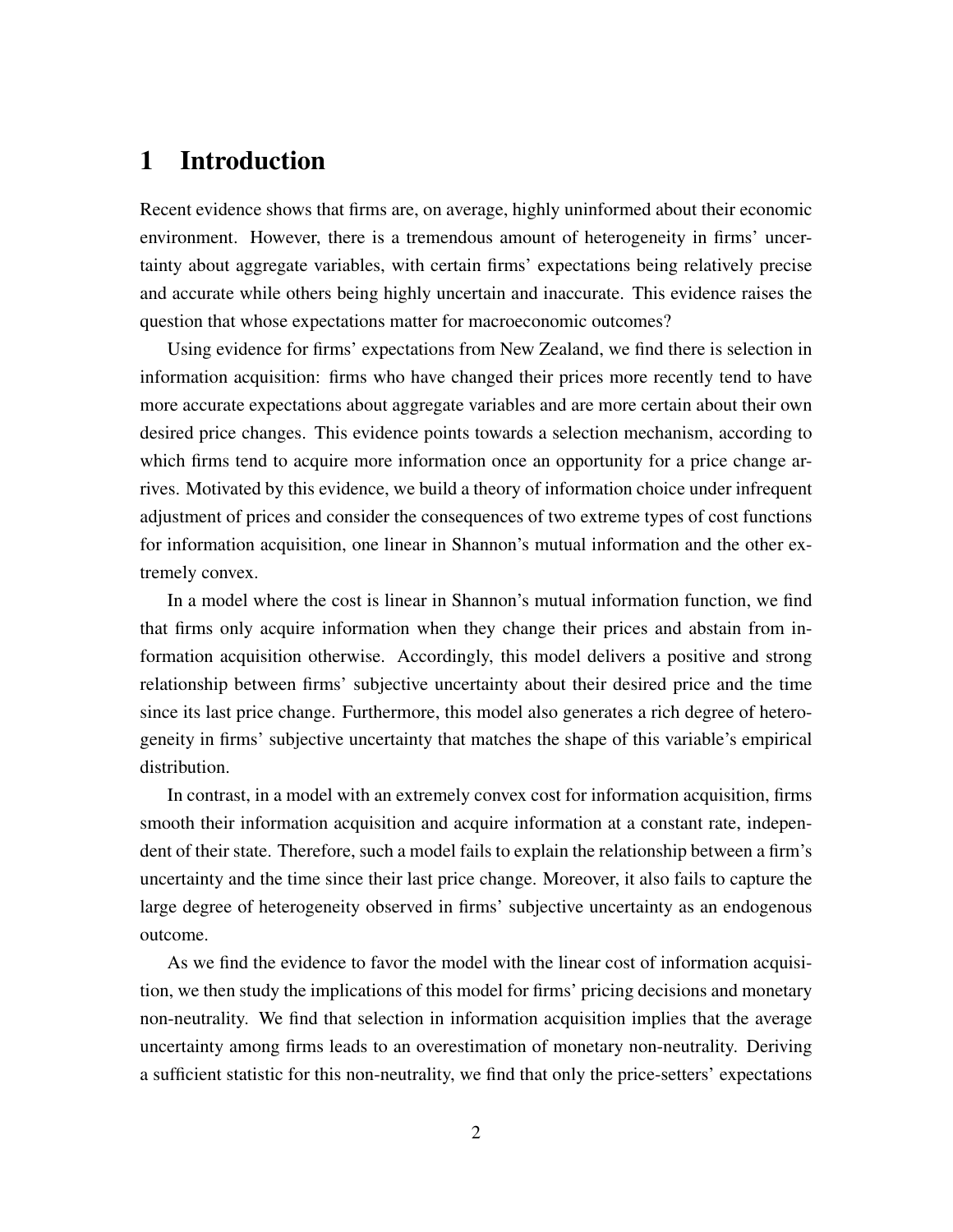# 1 Introduction

Recent evidence shows that firms are, on average, highly uninformed about their economic environment. However, there is a tremendous amount of heterogeneity in firms' uncertainty about aggregate variables, with certain firms' expectations being relatively precise and accurate while others being highly uncertain and inaccurate. This evidence raises the question that whose expectations matter for macroeconomic outcomes?

Using evidence for firms' expectations from New Zealand, we find there is selection in information acquisition: firms who have changed their prices more recently tend to have more accurate expectations about aggregate variables and are more certain about their own desired price changes. This evidence points towards a selection mechanism, according to which firms tend to acquire more information once an opportunity for a price change arrives. Motivated by this evidence, we build a theory of information choice under infrequent adjustment of prices and consider the consequences of two extreme types of cost functions for information acquisition, one linear in Shannon's mutual information and the other extremely convex.

In a model where the cost is linear in Shannon's mutual information function, we find that firms only acquire information when they change their prices and abstain from information acquisition otherwise. Accordingly, this model delivers a positive and strong relationship between firms' subjective uncertainty about their desired price and the time since its last price change. Furthermore, this model also generates a rich degree of heterogeneity in firms' subjective uncertainty that matches the shape of this variable's empirical distribution.

In contrast, in a model with an extremely convex cost for information acquisition, firms smooth their information acquisition and acquire information at a constant rate, independent of their state. Therefore, such a model fails to explain the relationship between a firm's uncertainty and the time since their last price change. Moreover, it also fails to capture the large degree of heterogeneity observed in firms' subjective uncertainty as an endogenous outcome.

As we find the evidence to favor the model with the linear cost of information acquisition, we then study the implications of this model for firms' pricing decisions and monetary non-neutrality. We find that selection in information acquisition implies that the average uncertainty among firms leads to an overestimation of monetary non-neutrality. Deriving a sufficient statistic for this non-neutrality, we find that only the price-setters' expectations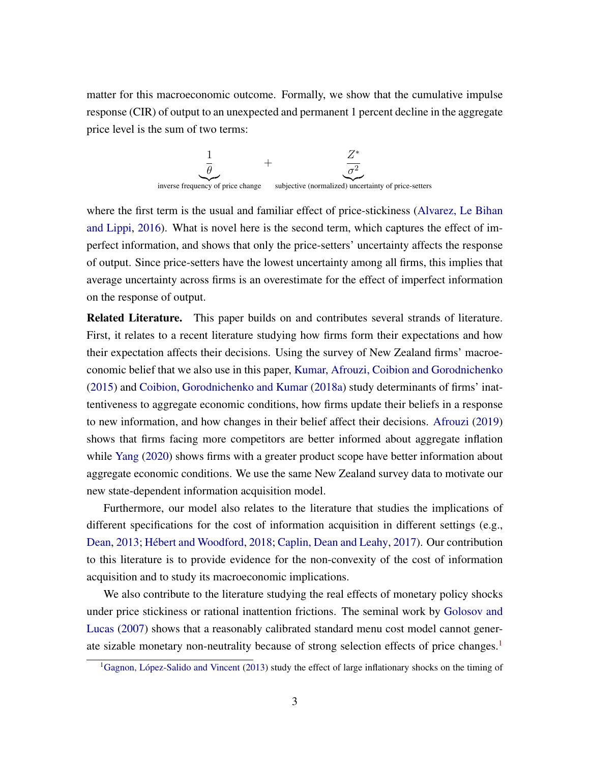matter for this macroeconomic outcome. Formally, we show that the cumulative impulse response (CIR) of output to an unexpected and permanent 1 percent decline in the aggregate price level is the sum of two terms:

$$\underbrace{\frac{1}{\theta}}_{\text{inverse frequency of price change}} + \underbrace{\frac{Z^*}{\sigma^2}}_{\text{subjective (normalized) uncertainty of price-setters}}$$

where the first term is the usual and familiar effect of price-stickiness (Alvarez, Le Bihan and Lippi, 2016). What is novel here is the second term, which captures the effect of imperfect information, and shows that only the price-setters' uncertainty affects the response of output. Since price-setters have the lowest uncertainty among all firms, this implies that average uncertainty across firms is an overestimate for the effect of imperfect information on the response of output.

**Related Literature.** This paper builds on and contributes several strands of literature. First, it relates to a recent literature studying how firms form their expectations and how their expectation affects their decisions. Using the survey of New Zealand firms' macroeconomic belief that we also use in this paper, Kumar, Afrouzi, Coibion and Gorodnichenko (2015) and Coibion, Gorodnichenko and Kumar (2018a) study determinants of firms' inattentiveness to aggregate economic conditions, how firms update their beliefs in a response to new information, and how changes in their belief affect their decisions. Afrouzi (2019) shows that firms facing more competitors are better informed about aggregate inflation while Yang (2020) shows firms with a greater product scope have better information about aggregate economic conditions. We use the same New Zealand survey data to motivate our new state-dependent information acquisition model.

Furthermore, our model also relates to the literature that studies the implications of different specifications for the cost of information acquisition in different settings (e.g., Dean, 2013; Hébert and Woodford, 2018; Caplin, Dean and Leahy, 2017). Our contribution to this literature is to provide evidence for the non-convexity of the cost of information acquisition and to study its macroeconomic implications.

We also contribute to the literature studying the real effects of monetary policy shocks under price stickiness or rational inattention frictions. The seminal work by Golosov and Lucas (2007) shows that a reasonably calibrated standard menu cost model cannot generate sizable monetary non-neutrality because of strong selection effects of price changes.[1]

[1] Gagnon, López-Salido and Vincent (2013) study the effect of large inflationary shocks on the timing of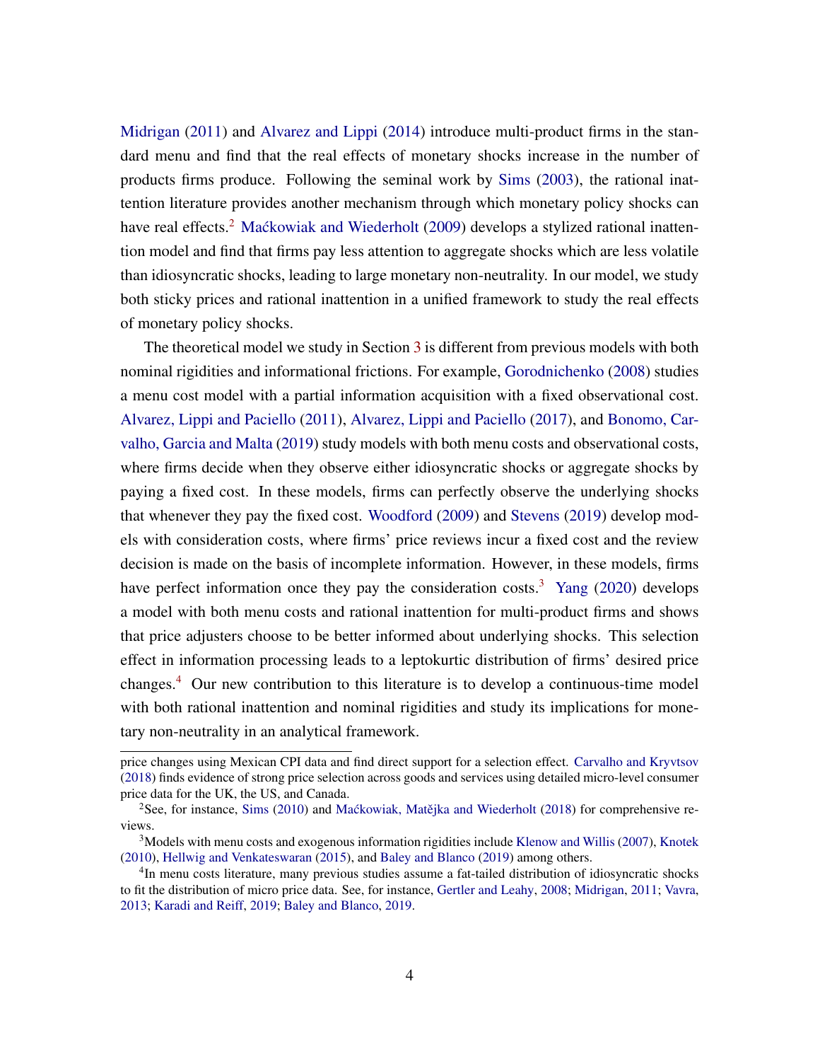Midrigan (2011) and Alvarez and Lippi (2014) introduce multi-product firms in the standard menu and find that the real effects of monetary shocks increase in the number of products firms produce. Following the seminal work by Sims (2003), the rational inattention literature provides another mechanism through which monetary policy shocks can have real effects.[2] Maćkowiak and Wiederholt (2009) develops a stylized rational inattention model and find that firms pay less attention to aggregate shocks which are less volatile than idiosyncratic shocks, leading to large monetary non-neutrality. In our model, we study both sticky prices and rational inattention in a unified framework to study the real effects of monetary policy shocks.

The theoretical model we study in Section 3 is different from previous models with both nominal rigidities and informational frictions. For example, Gorodnichenko (2008) studies a menu cost model with a partial information acquisition with a fixed observational cost. Alvarez, Lippi and Paciello (2011), Alvarez, Lippi and Paciello (2017), and Bonomo, Carvalho, Garcia and Malta (2019) study models with both menu costs and observational costs, where firms decide when they observe either idiosyncratic shocks or aggregate shocks by paying a fixed cost. In these models, firms can perfectly observe the underlying shocks that whenever they pay the fixed cost. Woodford (2009) and Stevens (2019) develop models with consideration costs, where firms' price reviews incur a fixed cost and the review decision is made on the basis of incomplete information. However, in these models, firms have perfect information once they pay the consideration costs.[3] Yang (2020) develops a model with both menu costs and rational inattention for multi-product firms and shows that price adjusters choose to be better informed about underlying shocks. This selection effect in information processing leads to a leptokurtic distribution of firms' desired price changes.[4] Our new contribution to this literature is to develop a continuous-time model with both rational inattention and nominal rigidities and study its implications for monetary non-neutrality in an analytical framework.

---

price changes using Mexican CPI data and find direct support for a selection effect. Carvalho and Kryvtsov (2018) finds evidence of strong price selection across goods and services using detailed micro-level consumer price data for the UK, the US, and Canada.

[2] See, for instance, Sims (2010) and Maćkowiak, Matějka and Wiederholt (2018) for comprehensive reviews.

[3] Models with menu costs and exogenous information rigidities include Klenow and Willis (2007), Knotek (2010), Hellwig and Venkateswaran (2015), and Baley and Blanco (2019) among others.

[4] In menu costs literature, many previous studies assume a fat-tailed distribution of idiosyncratic shocks to fit the distribution of micro price data. See, for instance, Gertler and Leahy, 2008; Midrigan, 2011; Vavra, 2013; Karadi and Reiff, 2019; Baley and Blanco, 2019.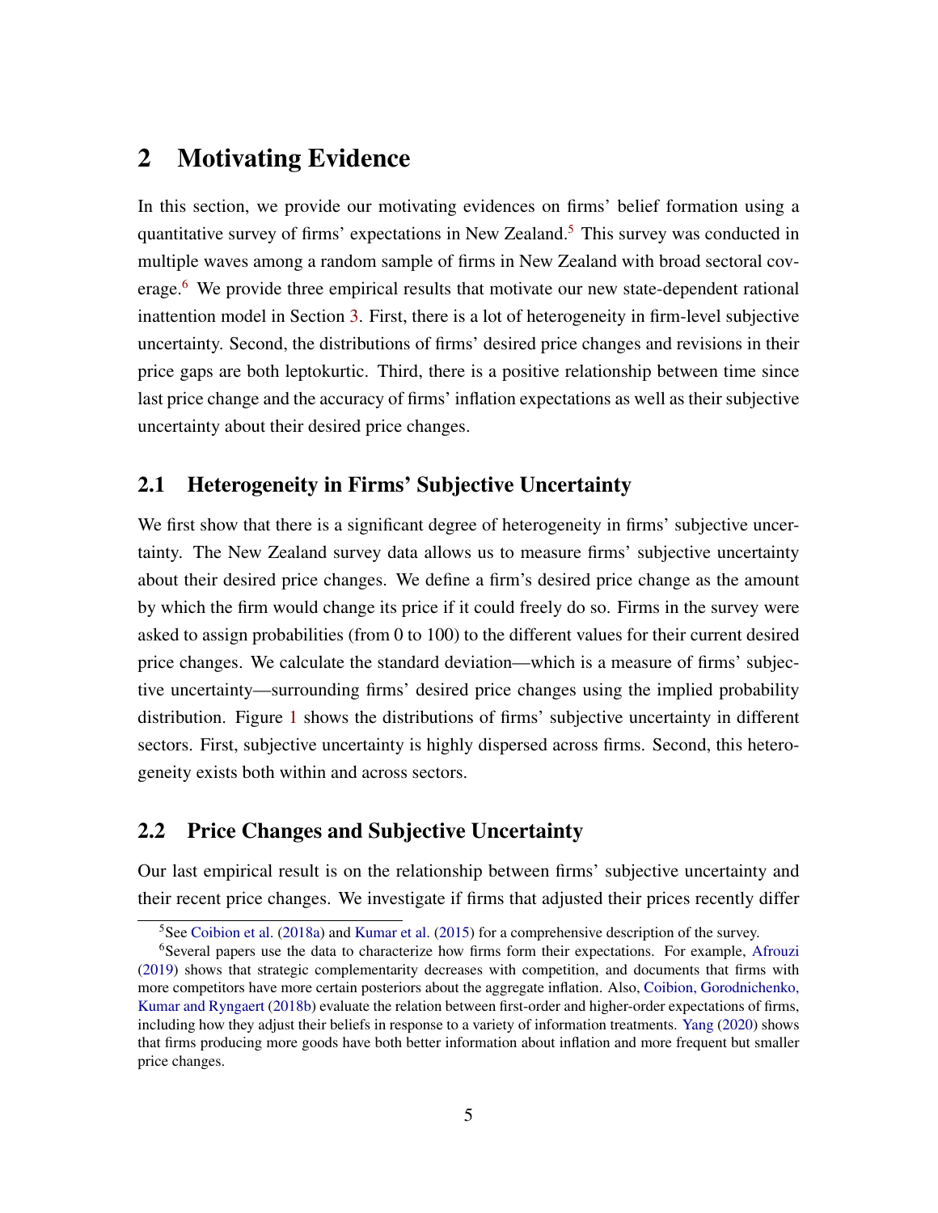# 2 Motivating Evidence

In this section, we provide our motivating evidences on firms' belief formation using a quantitative survey of firms' expectations in New Zealand.[5] This survey was conducted in multiple waves among a random sample of firms in New Zealand with broad sectoral coverage.[6] We provide three empirical results that motivate our new state-dependent rational inattention model in Section 3. First, there is a lot of heterogeneity in firm-level subjective uncertainty. Second, the distributions of firms' desired price changes and revisions in their price gaps are both leptokurtic. Third, there is a positive relationship between time since last price change and the accuracy of firms' inflation expectations as well as their subjective uncertainty about their desired price changes.

## 2.1 Heterogeneity in Firms' Subjective Uncertainty

We first show that there is a significant degree of heterogeneity in firms' subjective uncertainty. The New Zealand survey data allows us to measure firms' subjective uncertainty about their desired price changes. We define a firm's desired price change as the amount by which the firm would change its price if it could freely do so. Firms in the survey were asked to assign probabilities (from 0 to 100) to the different values for their current desired price changes. We calculate the standard deviation—which is a measure of firms' subjective uncertainty—surrounding firms' desired price changes using the implied probability distribution. Figure 1 shows the distributions of firms' subjective uncertainty in different sectors. First, subjective uncertainty is highly dispersed across firms. Second, this heterogeneity exists both within and across sectors.

## 2.2 Price Changes and Subjective Uncertainty

Our last empirical result is on the relationship between firms' subjective uncertainty and their recent price changes. We investigate if firms that adjusted their prices recently differ

[5] See Coibion et al. (2018a) and Kumar et al. (2015) for a comprehensive description of the survey.

[6] Several papers use the data to characterize how firms form their expectations. For example, Afrouzi (2019) shows that strategic complementarity decreases with competition, and documents that firms with more competitors have more certain posteriors about the aggregate inflation. Also, Coibion, Gorodnichenko, Kumar and Ryngaert (2018b) evaluate the relation between first-order and higher-order expectations of firms, including how they adjust their beliefs in response to a variety of information treatments. Yang (2020) shows that firms producing more goods have both better information about inflation and more frequent but smaller price changes.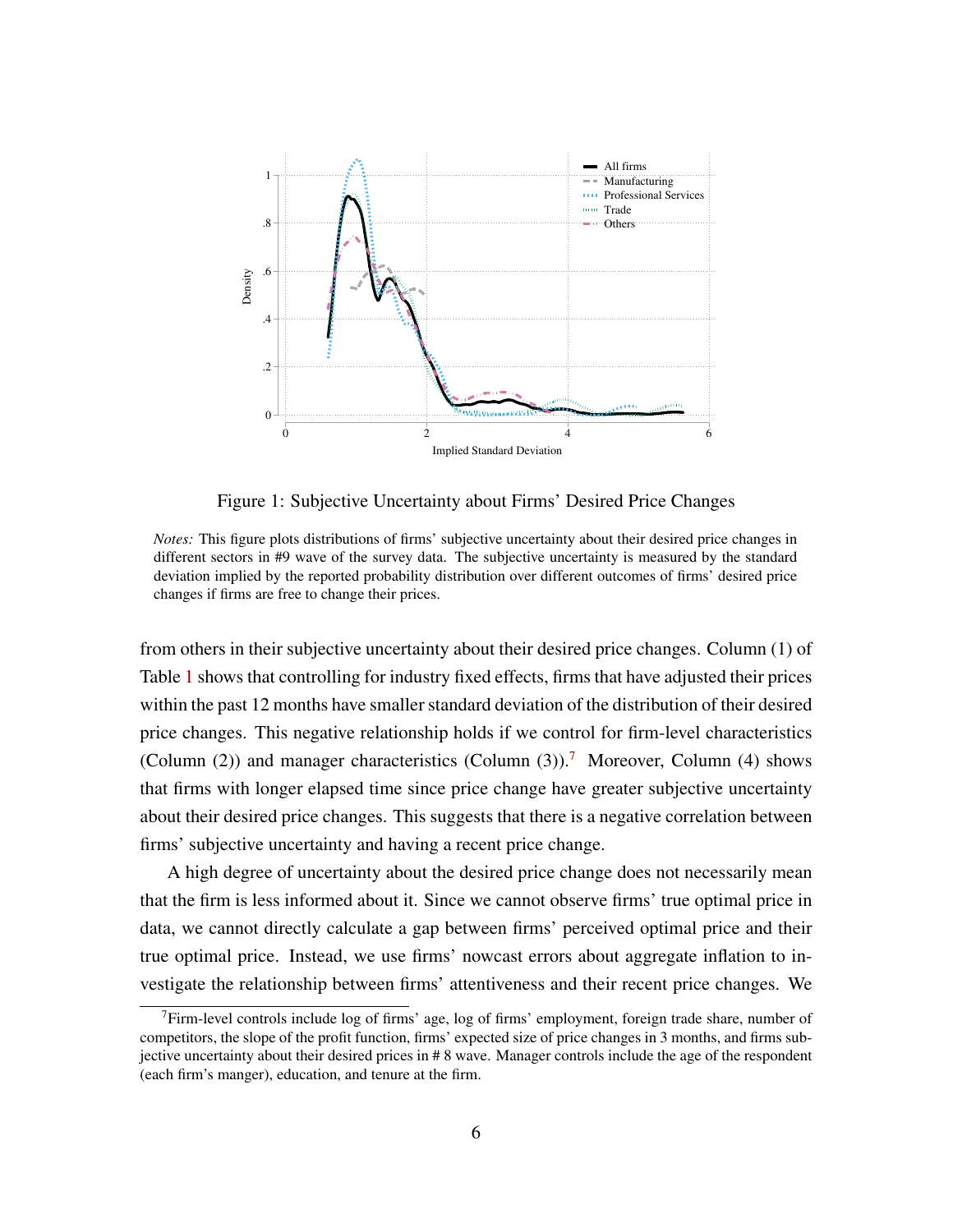Figure 1: Subjective Uncertainty about Firms' Desired Price Changes

*Notes:* This figure plots distributions of firms' subjective uncertainty about their desired price changes in different sectors in #9 wave of the survey data. The subjective uncertainty is measured by the standard deviation implied by the reported probability distribution over different outcomes of firms' desired price changes if firms are free to change their prices.

from others in their subjective uncertainty about their desired price changes. Column (1) of Table 1 shows that controlling for industry fixed effects, firms that have adjusted their prices within the past 12 months have smaller standard deviation of the distribution of their desired price changes. This negative relationship holds if we control for firm-level characteristics (Column (2)) and manager characteristics (Column (3)).[7] Moreover, Column (4) shows that firms with longer elapsed time since price change have greater subjective uncertainty about their desired price changes. This suggests that there is a negative correlation between firms' subjective uncertainty and having a recent price change.

A high degree of uncertainty about the desired price change does not necessarily mean that the firm is less informed about it. Since we cannot observe firms' true optimal price in data, we cannot directly calculate a gap between firms' perceived optimal price and their true optimal price. Instead, we use firms' nowcast errors about aggregate inflation to investigate the relationship between firms' attentiveness and their recent price changes. We

[7] Firm-level controls include log of firms' age, log of firms' employment, foreign trade share, number of competitors, the slope of the profit function, firms' expected size of price changes in 3 months, and firms subjective uncertainty about their desired prices in # 8 wave. Manager controls include the age of the respondent (each firm's manger), education, and tenure at the firm.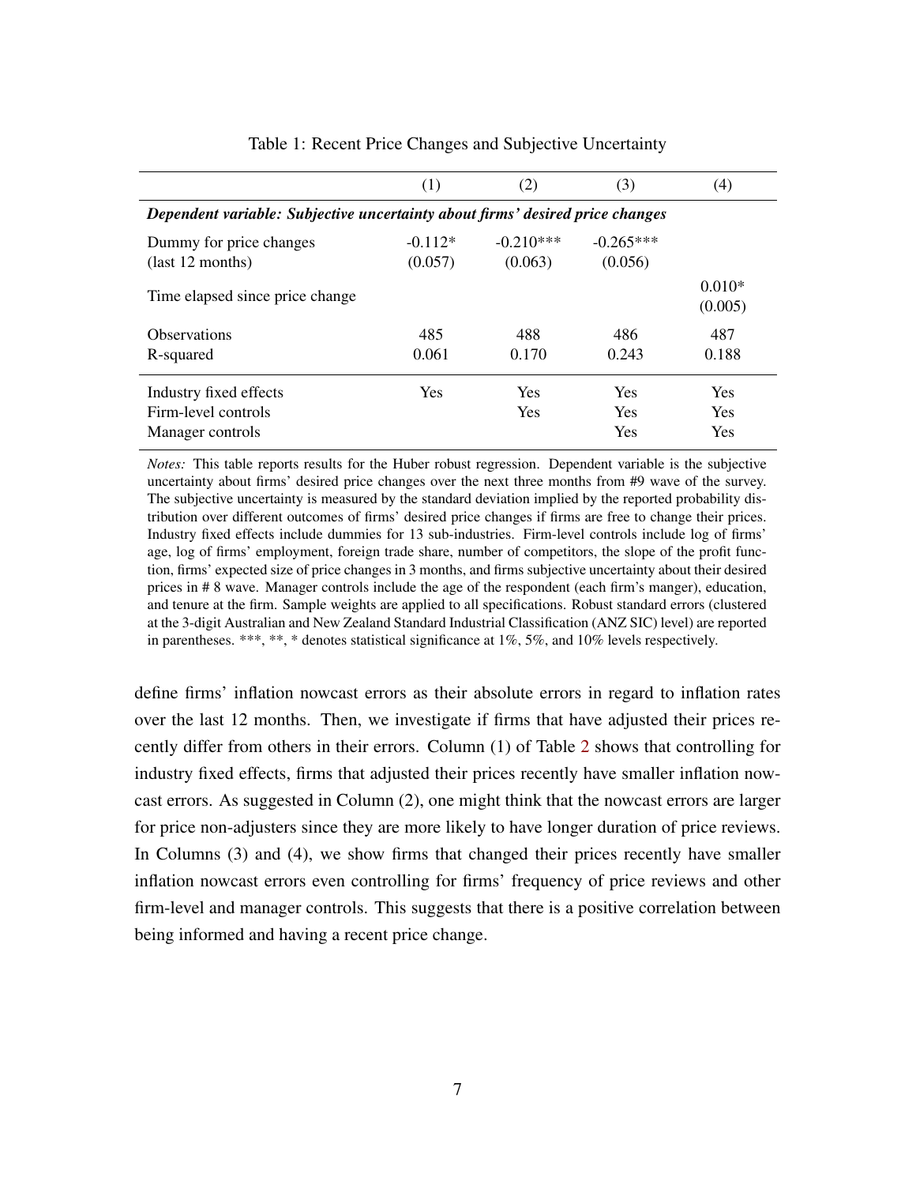Table 1: Recent Price Changes and Subjective Uncertainty

| | (1) | (2) | (3) | (4) |
|---|---|---|---|---|
| ***Dependent variable: Subjective uncertainty about firms' desired price changes*** | | | | |
| Dummy for price changes | -0.112* | -0.210*** | -0.265*** | |
| (last 12 months) | (0.057) | (0.063) | (0.056) | |
| Time elapsed since price change | | | | 0.010* |
| | | | | (0.005) |
| Observations | 485 | 488 | 486 | 487 |
| R-squared | 0.061 | 0.170 | 0.243 | 0.188 |
| Industry fixed effects | Yes | Yes | Yes | Yes |
| Firm-level controls | | Yes | Yes | Yes |
| Manager controls | | | Yes | Yes |

*Notes:* This table reports results for the Huber robust regression. Dependent variable is the subjective uncertainty about firms' desired price changes over the next three months from #9 wave of the survey. The subjective uncertainty is measured by the standard deviation implied by the reported probability distribution over different outcomes of firms' desired price changes if firms are free to change their prices. Industry fixed effects include dummies for 13 sub-industries. Firm-level controls include log of firms' age, log of firms' employment, foreign trade share, number of competitors, the slope of the profit function, firms' expected size of price changes in 3 months, and firms subjective uncertainty about their desired prices in # 8 wave. Manager controls include the age of the respondent (each firm's manger), education, and tenure at the firm. Sample weights are applied to all specifications. Robust standard errors (clustered at the 3-digit Australian and New Zealand Standard Industrial Classification (ANZ SIC) level) are reported in parentheses. ***, **, * denotes statistical significance at 1%, 5%, and 10% levels respectively.

define firms' inflation nowcast errors as their absolute errors in regard to inflation rates over the last 12 months. Then, we investigate if firms that have adjusted their prices recently differ from others in their errors. Column (1) of Table 2 shows that controlling for industry fixed effects, firms that adjusted their prices recently have smaller inflation nowcast errors. As suggested in Column (2), one might think that the nowcast errors are larger for price non-adjusters since they are more likely to have longer duration of price reviews. In Columns (3) and (4), we show firms that changed their prices recently have smaller inflation nowcast errors even controlling for firms' frequency of price reviews and other firm-level and manager controls. This suggests that there is a positive correlation between being informed and having a recent price change.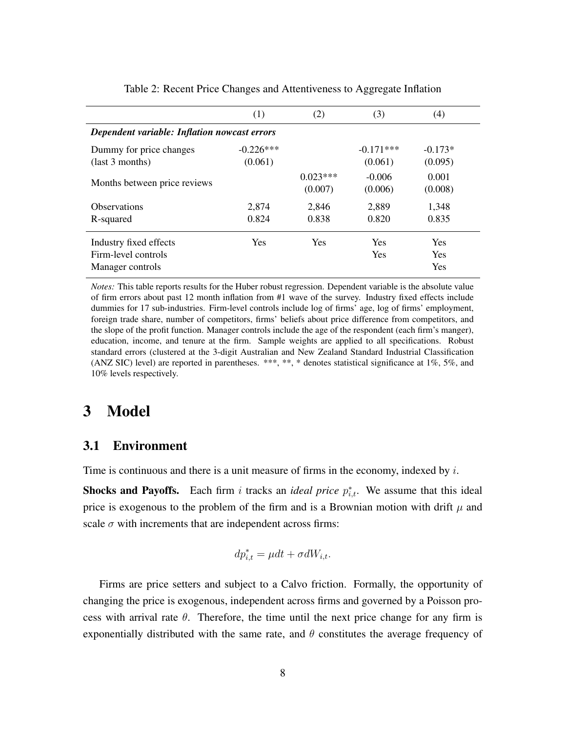Table 2: Recent Price Changes and Attentiveness to Aggregate Inflation

| | (1) | (2) | (3) | (4) |
|---|---|---|---|---|
| ***Dependent variable: Inflation nowcast errors*** | | | | |
| Dummy for price changes (last 3 months) | -0.226*** (0.061) | | -0.171*** (0.061) | -0.173* (0.095) |
| Months between price reviews | | 0.023*** (0.007) | -0.006 (0.006) | 0.001 (0.008) |
| Observations | 2,874 | 2,846 | 2,889 | 1,348 |
| R-squared | 0.824 | 0.838 | 0.820 | 0.835 |
| Industry fixed effects | Yes | Yes | Yes | Yes |
| Firm-level controls | | | Yes | Yes |
| Manager controls | | | | Yes |

*Notes:* This table reports results for the Huber robust regression. Dependent variable is the absolute value of firm errors about past 12 month inflation from #1 wave of the survey. Industry fixed effects include dummies for 17 sub-industries. Firm-level controls include log of firms' age, log of firms' employment, foreign trade share, number of competitors, firms' beliefs about price difference from competitors, and the slope of the profit function. Manager controls include the age of the respondent (each firm's manger), education, income, and tenure at the firm. Sample weights are applied to all specifications. Robust standard errors (clustered at the 3-digit Australian and New Zealand Standard Industrial Classification (ANZ SIC) level) are reported in parentheses. ***, **, * denotes statistical significance at 1%, 5%, and 10% levels respectively.

# 3 Model

## 3.1 Environment

Time is continuous and there is a unit measure of firms in the economy, indexed by $i$.

**Shocks and Payoffs.** Each firm $i$ tracks an *ideal price* $p^*_{i,t}$. We assume that this ideal price is exogenous to the problem of the firm and is a Brownian motion with drift $\mu$ and scale $\sigma$ with increments that are independent across firms:

$$dp^*_{i,t} = \mu dt + \sigma dW_{i,t}.$$

Firms are price setters and subject to a Calvo friction. Formally, the opportunity of changing the price is exogenous, independent across firms and governed by a Poisson process with arrival rate $\theta$. Therefore, the time until the next price change for any firm is exponentially distributed with the same rate, and $\theta$ constitutes the average frequency of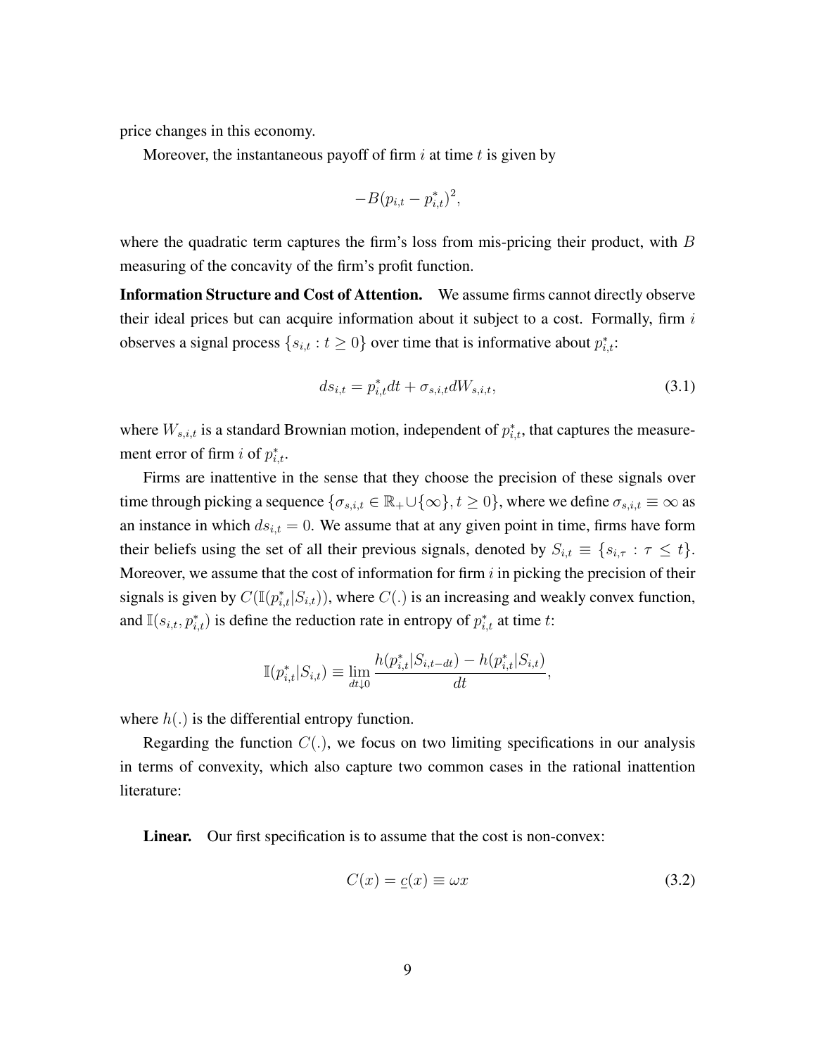price changes in this economy.

Moreover, the instantaneous payoff of firm $i$ at time $t$ is given by

$$-B(p_{i,t} - p^*_{i,t})^2,$$

where the quadratic term captures the firm's loss from mis-pricing their product, with $B$ measuring of the concavity of the firm's profit function.

**Information Structure and Cost of Attention.** We assume firms cannot directly observe their ideal prices but can acquire information about it subject to a cost. Formally, firm $i$ observes a signal process $\{s_{i,t} : t \geq 0\}$ over time that is informative about $p^*_{i,t}$:

$$ds_{i,t} = p^*_{i,t} dt + \sigma_{s,i,t} dW_{s,i,t}, \tag{3.1}$$

where $W_{s,i,t}$ is a standard Brownian motion, independent of $p^*_{i,t}$, that captures the measurement error of firm $i$ of $p^*_{i,t}$.

Firms are inattentive in the sense that they choose the precision of these signals over time through picking a sequence $\{\sigma_{s,i,t} \in \mathbb{R}_+ \cup \{\infty\}, t \geq 0\}$, where we define $\sigma_{s,i,t} \equiv \infty$ as an instance in which $ds_{i,t} = 0$. We assume that at any given point in time, firms have form their beliefs using the set of all their previous signals, denoted by $S_{i,t} \equiv \{s_{i,\tau} : \tau \leq t\}$. Moreover, we assume that the cost of information for firm $i$ in picking the precision of their signals is given by $C(\mathbb{I}(p^*_{i,t}|S_{i,t}))$, where $C(.)$ is an increasing and weakly convex function, and $\mathbb{I}(s_{i,t}, p^*_{i,t})$ is define the reduction rate in entropy of $p^*_{i,t}$ at time $t$:

$$\mathbb{I}(p^*_{i,t}|S_{i,t}) \equiv \lim_{dt \downarrow 0} \frac{h(p^*_{i,t}|S_{i,t-dt}) - h(p^*_{i,t}|S_{i,t})}{dt},$$

where $h(.)$ is the differential entropy function.

Regarding the function $C(.)$, we focus on two limiting specifications in our analysis in terms of convexity, which also capture two common cases in the rational inattention literature:

**Linear.** Our first specification is to assume that the cost is non-convex:

$$C(x) = \underline{c}(x) \equiv \omega x \tag{3.2}$$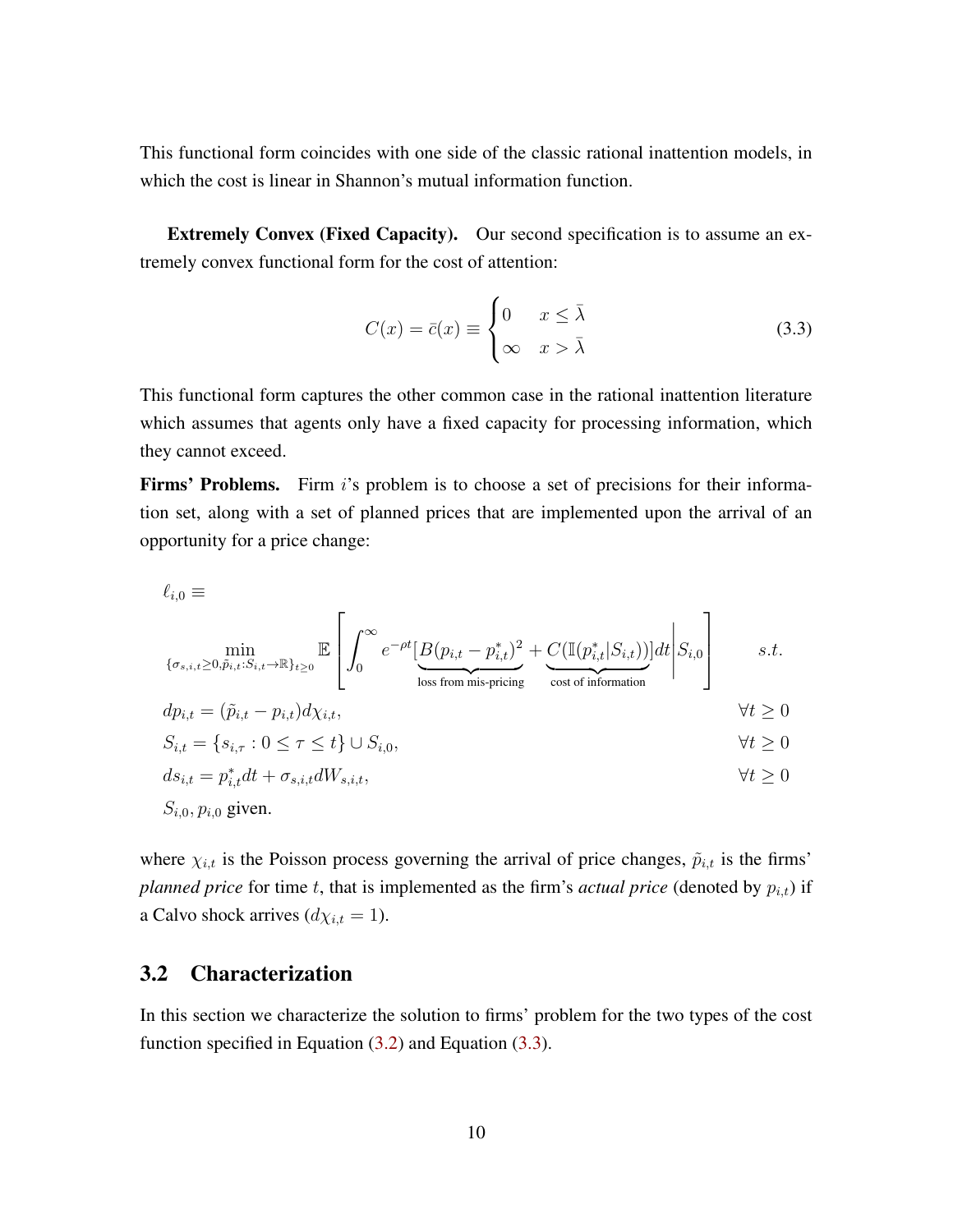This functional form coincides with one side of the classic rational inattention models, in which the cost is linear in Shannon's mutual information function.

**Extremely Convex (Fixed Capacity).** Our second specification is to assume an extremely convex functional form for the cost of attention:

$$C(x) = \bar{c}(x) \equiv \begin{cases} 0 & x \leq \bar{\lambda} \\ \infty & x > \bar{\lambda} \end{cases} \tag{3.3}$$

This functional form captures the other common case in the rational inattention literature which assumes that agents only have a fixed capacity for processing information, which they cannot exceed.

**Firms' Problems.** Firm $i$'s problem is to choose a set of precisions for their information set, along with a set of planned prices that are implemented upon the arrival of an opportunity for a price change:

$$\begin{aligned}
&\ell_{i,0} \equiv \\
&\min_{\{\sigma_{s,i,t} \geq 0, \tilde{p}_{i,t}: S_{i,t} \to \mathbb{R}\}_{t \geq 0}} \mathbb{E}\left[\int_0^\infty e^{-\rho t}[\underbrace{B(p_{i,t} - p^*_{i,t})^2}_{\text{loss from mis-pricing}} + \underbrace{C(\mathbb{I}(p^*_{i,t}|S_{i,t}))}_{\text{cost of information}}]dt \middle| S_{i,0}\right] \qquad s.t. \\
&dp_{i,t} = (\tilde{p}_{i,t} - p_{i,t})d\chi_{i,t}, && \forall t \geq 0 \\
&S_{i,t} = \{s_{i,\tau} : 0 \leq \tau \leq t\} \cup S_{i,0}, && \forall t \geq 0 \\
&ds_{i,t} = p^*_{i,t}dt + \sigma_{s,i,t}dW_{s,i,t}, && \forall t \geq 0 \\
&S_{i,0}, p_{i,0} \text{ given.}
\end{aligned}$$

where $\chi_{i,t}$ is the Poisson process governing the arrival of price changes, $\tilde{p}_{i,t}$ is the firms' *planned price* for time $t$, that is implemented as the firm's *actual price* (denoted by $p_{i,t}$) if a Calvo shock arrives ($d\chi_{i,t} = 1$).

## 3.2 Characterization

In this section we characterize the solution to firms' problem for the two types of the cost function specified in Equation (3.2) and Equation (3.3).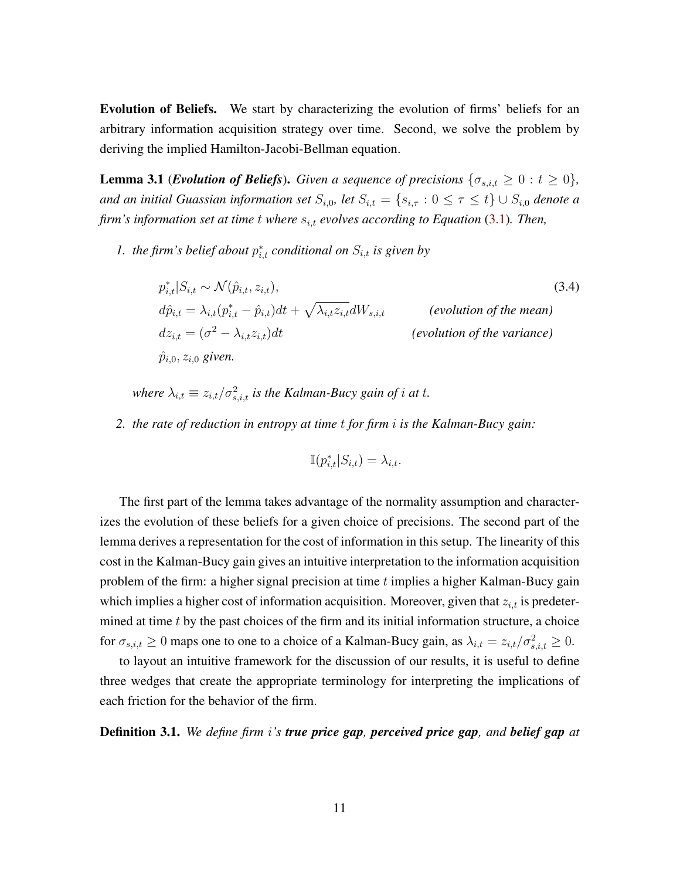**Evolution of Beliefs.** We start by characterizing the evolution of firms' beliefs for an arbitrary information acquisition strategy over time. Second, we solve the problem by deriving the implied Hamilton-Jacobi-Bellman equation.

**Lemma 3.1** (***Evolution of Beliefs***)**.** *Given a sequence of precisions $\{\sigma_{s,i,t} \geq 0 : t \geq 0\}$, and an initial Guassian information set $S_{i,0}$, let $S_{i,t} = \{s_{i,\tau} : 0 \leq \tau \leq t\} \cup S_{i,0}$ denote a firm's information set at time $t$ where $s_{i,t}$ evolves according to Equation (3.1). Then,*

1. *the firm's belief about $p^*_{i,t}$ conditional on $S_{i,t}$ is given by*

$$
\begin{aligned}
&p^*_{i,t}|S_{i,t} \sim \mathcal{N}(\hat{p}_{i,t}, z_{i,t}), && (3.4)\\
&d\hat{p}_{i,t} = \lambda_{i,t}(p^*_{i,t} - \hat{p}_{i,t})dt + \sqrt{\lambda_{i,t} z_{i,t}} dW_{s,i,t} && \textit{(evolution of the mean)}\\
&dz_{i,t} = (\sigma^2 - \lambda_{i,t} z_{i,t})dt && \textit{(evolution of the variance)}\\
&\hat{p}_{i,0}, z_{i,0} \textit{ given.}
\end{aligned}
$$

   *where $\lambda_{i,t} \equiv z_{i,t}/\sigma^2_{s,i,t}$ is the Kalman-Bucy gain of $i$ at $t$.*

2. *the rate of reduction in entropy at time $t$ for firm $i$ is the Kalman-Bucy gain:*

$$\mathbb{I}(p^*_{i,t}|S_{i,t}) = \lambda_{i,t}.$$

The first part of the lemma takes advantage of the normality assumption and characterizes the evolution of these beliefs for a given choice of precisions. The second part of the lemma derives a representation for the cost of information in this setup. The linearity of this cost in the Kalman-Bucy gain gives an intuitive interpretation to the information acquisition problem of the firm: a higher signal precision at time $t$ implies a higher Kalman-Bucy gain which implies a higher cost of information acquisition. Moreover, given that $z_{i,t}$ is predetermined at time $t$ by the past choices of the firm and its initial information structure, a choice for $\sigma_{s,i,t} \geq 0$ maps one to one to a choice of a Kalman-Bucy gain, as $\lambda_{i,t} = z_{i,t}/\sigma^2_{s,i,t} \geq 0$.

to layout an intuitive framework for the discussion of our results, it is useful to define three wedges that create the appropriate terminology for interpreting the implications of each friction for the behavior of the firm.

**Definition 3.1.** *We define firm $i$'s **true price gap**, **perceived price gap**, and **belief gap** at*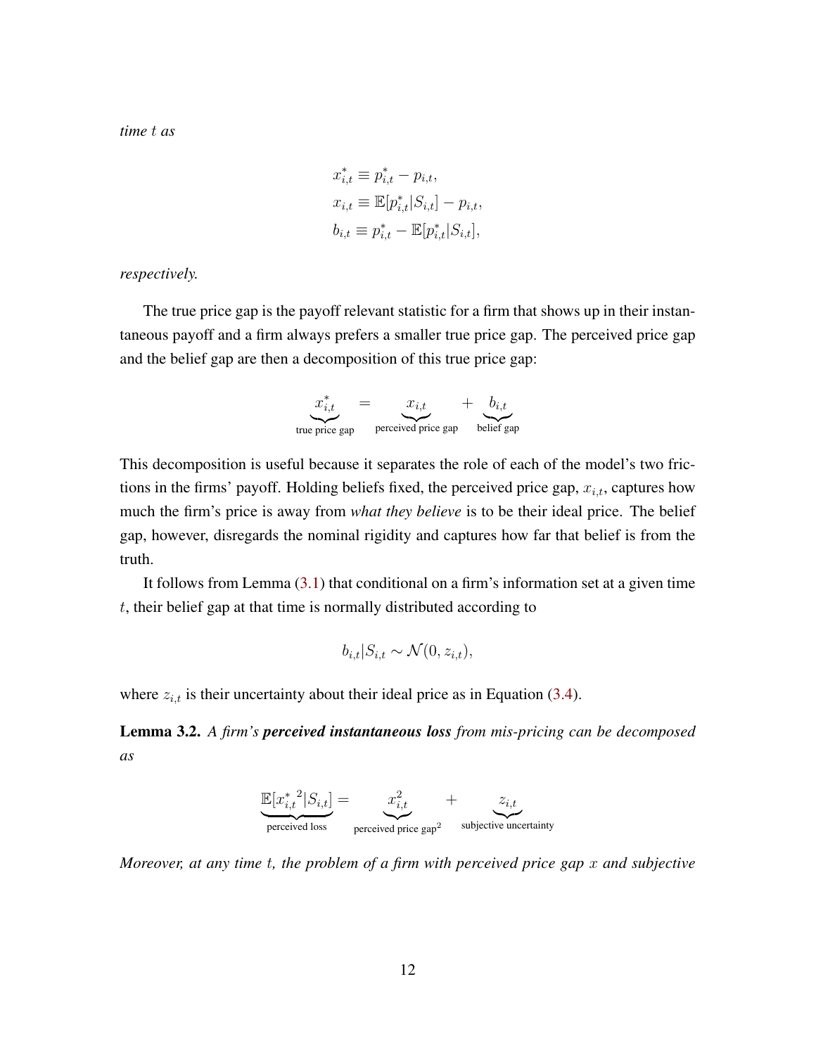*time $t$ as*

$$
\begin{aligned}
x^*_{i,t} &\equiv p^*_{i,t} - p_{i,t}, \\
x_{i,t} &\equiv \mathbb{E}[p^*_{i,t}|S_{i,t}] - p_{i,t}, \\
b_{i,t} &\equiv p^*_{i,t} - \mathbb{E}[p^*_{i,t}|S_{i,t}],
\end{aligned}
$$

*respectively.*

The true price gap is the payoff relevant statistic for a firm that shows up in their instantaneous payoff and a firm always prefers a smaller true price gap. The perceived price gap and the belief gap are then a decomposition of this true price gap:

$$
\underbrace{x^*_{i,t}}_{\text{true price gap}} = \underbrace{x_{i,t}}_{\text{perceived price gap}} + \underbrace{b_{i,t}}_{\text{belief gap}}
$$

This decomposition is useful because it separates the role of each of the model's two frictions in the firms' payoff. Holding beliefs fixed, the perceived price gap, $x_{i,t}$, captures how much the firm's price is away from *what they believe* is to be their ideal price. The belief gap, however, disregards the nominal rigidity and captures how far that belief is from the truth.

It follows from Lemma (3.1) that conditional on a firm's information set at a given time $t$, their belief gap at that time is normally distributed according to

$$
b_{i,t}|S_{i,t} \sim \mathcal{N}(0, z_{i,t}),
$$

where $z_{i,t}$ is their uncertainty about their ideal price as in Equation (3.4).

**Lemma 3.2.** *A firm's **perceived instantaneous loss** from mis-pricing can be decomposed as*

$$
\underbrace{\mathbb{E}[{x^*_{i,t}}^2|S_{i,t}]}_{\text{perceived loss}} = \underbrace{x^2_{i,t}}_{\text{perceived price gap}^2} + \underbrace{z_{i,t}}_{\text{subjective uncertainty}}
$$

*Moreover, at any time $t$, the problem of a firm with perceived price gap $x$ and subjective*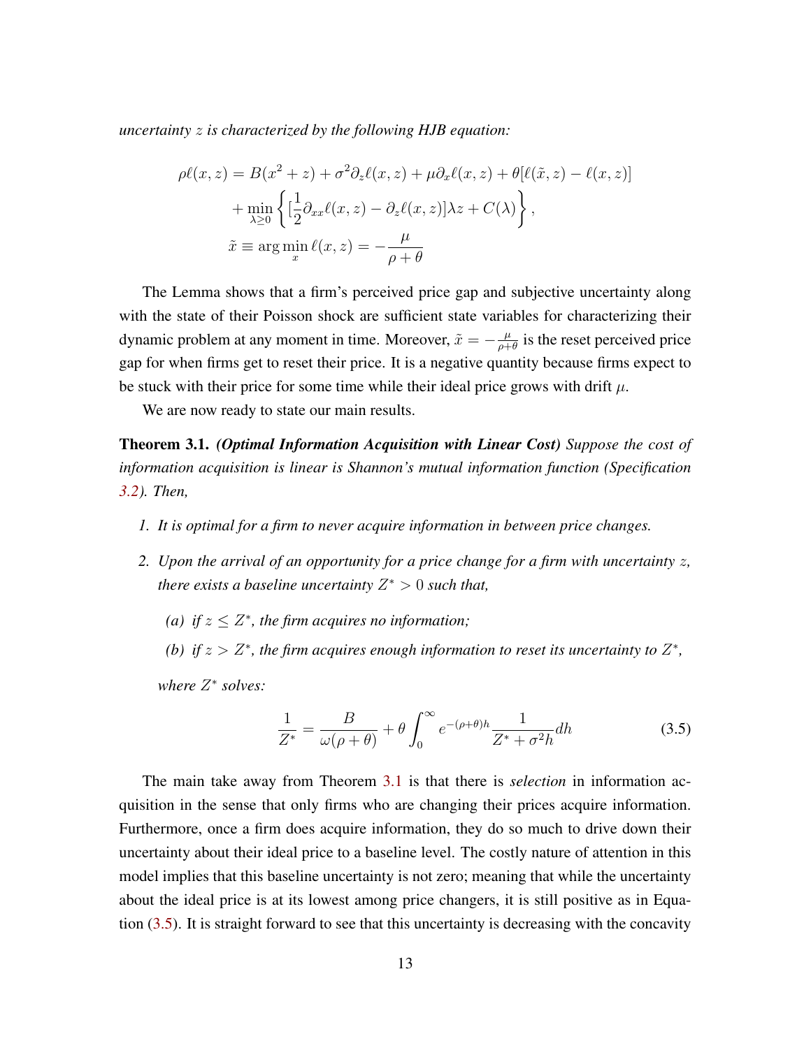*uncertainty $z$ is characterized by the following HJB equation:*

$$
\begin{aligned}
\rho \ell(x,z) &= B(x^2+z) + \sigma^2 \partial_z \ell(x,z) + \mu \partial_x \ell(x,z) + \theta[\ell(\tilde{x},z) - \ell(x,z)] \\
&\quad + \min_{\lambda \geq 0} \left\{ [\frac{1}{2}\partial_{xx}\ell(x,z) - \partial_z \ell(x,z)]\lambda z + C(\lambda) \right\}, \\
\tilde{x} &\equiv \arg\min_x \ell(x,z) = -\frac{\mu}{\rho+\theta}
\end{aligned}
$$

The Lemma shows that a firm's perceived price gap and subjective uncertainty along with the state of their Poisson shock are sufficient state variables for characterizing their dynamic problem at any moment in time. Moreover, $\tilde{x} = -\frac{\mu}{\rho+\theta}$ is the reset perceived price gap for when firms get to reset their price. It is a negative quantity because firms expect to be stuck with their price for some time while their ideal price grows with drift $\mu$.

We are now ready to state our main results.

**Theorem 3.1.** ***(Optimal Information Acquisition with Linear Cost)*** *Suppose the cost of information acquisition is linear is Shannon's mutual information function (Specification 3.2). Then,*

1. *It is optimal for a firm to never acquire information in between price changes.*
2. *Upon the arrival of an opportunity for a price change for a firm with uncertainty $z$, there exists a baseline uncertainty $Z^* > 0$ such that,*
   *(a) if $z \leq Z^*$, the firm acquires no information;*
   *(b) if $z > Z^*$, the firm acquires enough information to reset its uncertainty to $Z^*$,*

   *where $Z^*$ solves:*

$$
\frac{1}{Z^*} = \frac{B}{\omega(\rho+\theta)} + \theta \int_0^\infty e^{-(\rho+\theta)h} \frac{1}{Z^* + \sigma^2 h} dh \tag{3.5}
$$

The main take away from Theorem 3.1 is that there is *selection* in information acquisition in the sense that only firms who are changing their prices acquire information. Furthermore, once a firm does acquire information, they do so much to drive down their uncertainty about their ideal price to a baseline level. The costly nature of attention in this model implies that this baseline uncertainty is not zero; meaning that while the uncertainty about the ideal price is at its lowest among price changers, it is still positive as in Equation (3.5). It is straight forward to see that this uncertainty is decreasing with the concavity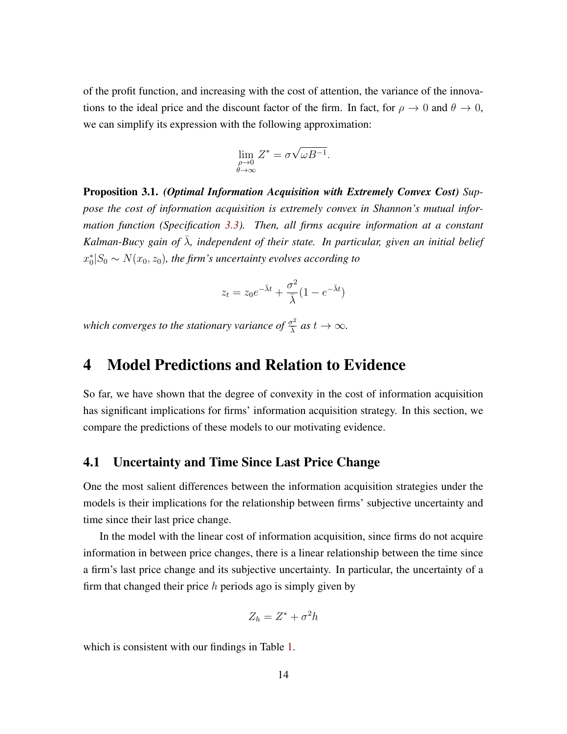of the profit function, and increasing with the cost of attention, the variance of the innovations to the ideal price and the discount factor of the firm. In fact, for $\rho \to 0$ and $\theta \to 0$, we can simplify its expression with the following approximation:

$$\lim_{\substack{\rho \to 0 \\ \theta \to \infty}} Z^* = \sigma\sqrt{\omega B^{-1}}.$$

**Proposition 3.1.** ***(Optimal Information Acquisition with Extremely Convex Cost)*** *Suppose the cost of information acquisition is extremely convex in Shannon's mutual information function (Specification 3.3). Then, all firms acquire information at a constant Kalman-Bucy gain of $\bar{\lambda}$, independent of their state. In particular, given an initial belief $x_0^*|S_0 \sim N(x_0, z_0)$, the firm's uncertainty evolves according to*

$$z_t = z_0 e^{-\bar{\lambda}t} + \frac{\sigma^2}{\bar{\lambda}}(1 - e^{-\bar{\lambda}t})$$

*which converges to the stationary variance of $\frac{\sigma^2}{\bar{\lambda}}$ as $t \to \infty$.*

# 4 Model Predictions and Relation to Evidence

So far, we have shown that the degree of convexity in the cost of information acquisition has significant implications for firms' information acquisition strategy. In this section, we compare the predictions of these models to our motivating evidence.

## 4.1 Uncertainty and Time Since Last Price Change

One the most salient differences between the information acquisition strategies under the models is their implications for the relationship between firms' subjective uncertainty and time since their last price change.

In the model with the linear cost of information acquisition, since firms do not acquire information in between price changes, there is a linear relationship between the time since a firm's last price change and its subjective uncertainty. In particular, the uncertainty of a firm that changed their price $h$ periods ago is simply given by

$$Z_h = Z^* + \sigma^2 h$$

which is consistent with our findings in Table 1.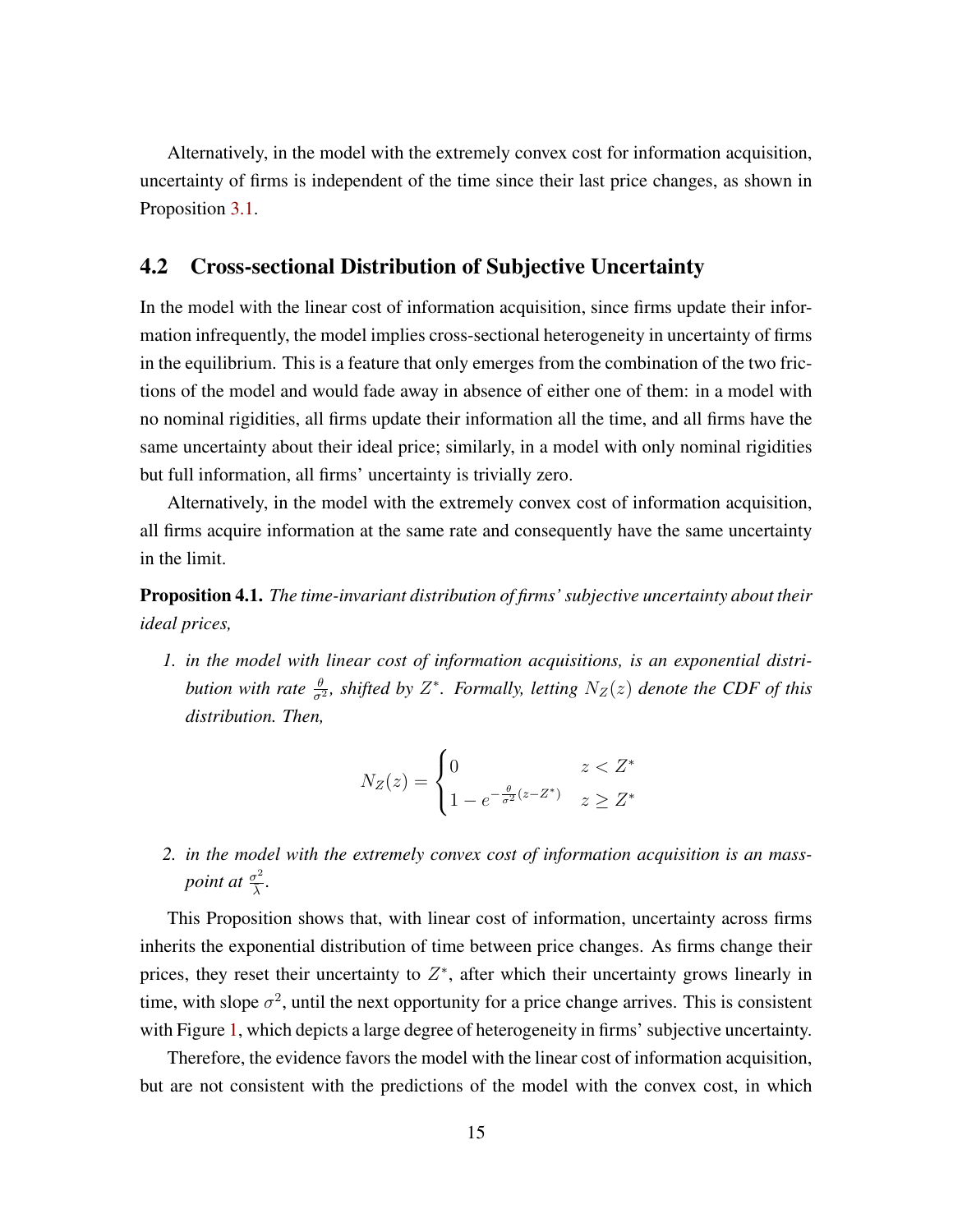Alternatively, in the model with the extremely convex cost for information acquisition, uncertainty of firms is independent of the time since their last price changes, as shown in Proposition 3.1.

## 4.2 Cross-sectional Distribution of Subjective Uncertainty

In the model with the linear cost of information acquisition, since firms update their information infrequently, the model implies cross-sectional heterogeneity in uncertainty of firms in the equilibrium. This is a feature that only emerges from the combination of the two frictions of the model and would fade away in absence of either one of them: in a model with no nominal rigidities, all firms update their information all the time, and all firms have the same uncertainty about their ideal price; similarly, in a model with only nominal rigidities but full information, all firms' uncertainty is trivially zero.

Alternatively, in the model with the extremely convex cost of information acquisition, all firms acquire information at the same rate and consequently have the same uncertainty in the limit.

**Proposition 4.1.** *The time-invariant distribution of firms' subjective uncertainty about their ideal prices,*

1. *in the model with linear cost of information acquisitions, is an exponential distribution with rate $\frac{\theta}{\sigma^2}$, shifted by $Z^*$. Formally, letting $N_Z(z)$ denote the CDF of this distribution. Then,*

$$N_Z(z) = \begin{cases} 0 & z < Z^* \\ 1 - e^{-\frac{\theta}{\sigma^2}(z - Z^*)} & z \geq Z^* \end{cases}$$

2. *in the model with the extremely convex cost of information acquisition is an mass-point at $\frac{\sigma^2}{\lambda}$.*

This Proposition shows that, with linear cost of information, uncertainty across firms inherits the exponential distribution of time between price changes. As firms change their prices, they reset their uncertainty to $Z^*$, after which their uncertainty grows linearly in time, with slope $\sigma^2$, until the next opportunity for a price change arrives. This is consistent with Figure 1, which depicts a large degree of heterogeneity in firms' subjective uncertainty.

Therefore, the evidence favors the model with the linear cost of information acquisition, but are not consistent with the predictions of the model with the convex cost, in which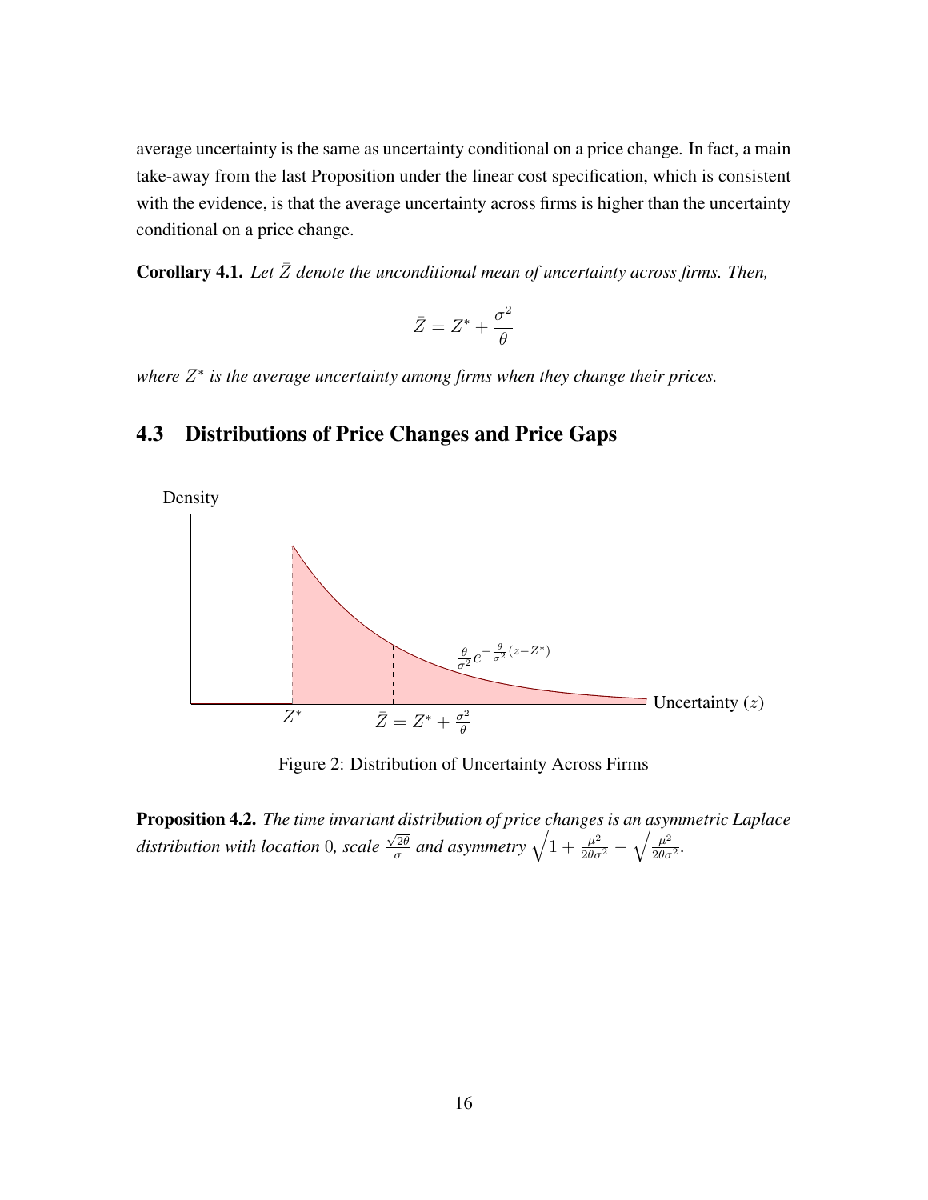average uncertainty is the same as uncertainty conditional on a price change. In fact, a main take-away from the last Proposition under the linear cost specification, which is consistent with the evidence, is that the average uncertainty across firms is higher than the uncertainty conditional on a price change.

**Corollary 4.1.** *Let $\bar{Z}$ denote the unconditional mean of uncertainty across firms. Then,*

$$\bar{Z} = Z^* + \frac{\sigma^2}{\theta}$$

*where $Z^*$ is the average uncertainty among firms when they change their prices.*

## 4.3 Distributions of Price Changes and Price Gaps

Figure 2: Distribution of Uncertainty Across Firms

**Proposition 4.2.** *The time invariant distribution of price changes is an asymmetric Laplace distribution with location 0, scale $\frac{\sqrt{2\theta}}{\sigma}$ and asymmetry $\sqrt{1 + \frac{\mu^2}{2\theta\sigma^2}} - \sqrt{\frac{\mu^2}{2\theta\sigma^2}}$.*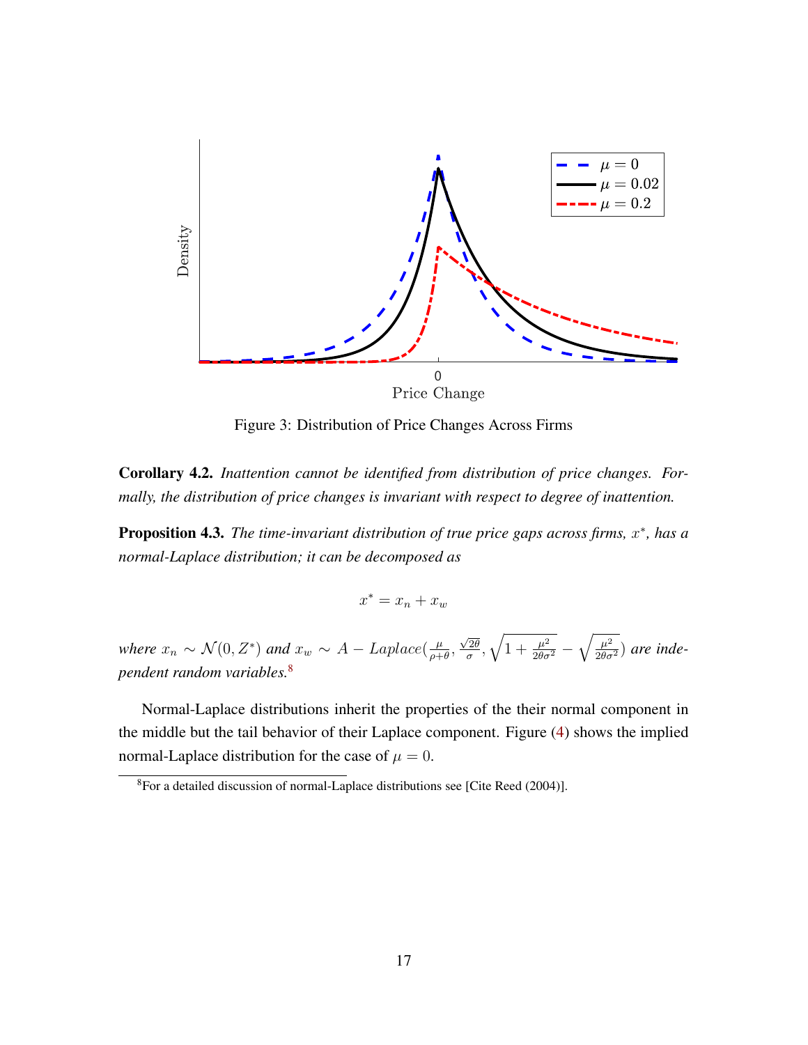Figure 3: Distribution of Price Changes Across Firms

**Corollary 4.2.** *Inattention cannot be identified from distribution of price changes. Formally, the distribution of price changes is invariant with respect to degree of inattention.*

**Proposition 4.3.** *The time-invariant distribution of true price gaps across firms, $x^*$, has a normal-Laplace distribution; it can be decomposed as*

$$x^* = x_n + x_w$$

*where $x_n \sim \mathcal{N}(0, Z^*)$ and $x_w \sim A - Laplace(\frac{\mu}{\rho+\theta}, \frac{\sqrt{2\theta}}{\sigma}, \sqrt{1 + \frac{\mu^2}{2\theta\sigma^2}} - \sqrt{\frac{\mu^2}{2\theta\sigma^2}})$ are independent random variables.*[8]

Normal-Laplace distributions inherit the properties of the their normal component in the middle but the tail behavior of their Laplace component. Figure (4) shows the implied normal-Laplace distribution for the case of $\mu = 0$.

[8] For a detailed discussion of normal-Laplace distributions see [Cite Reed (2004)].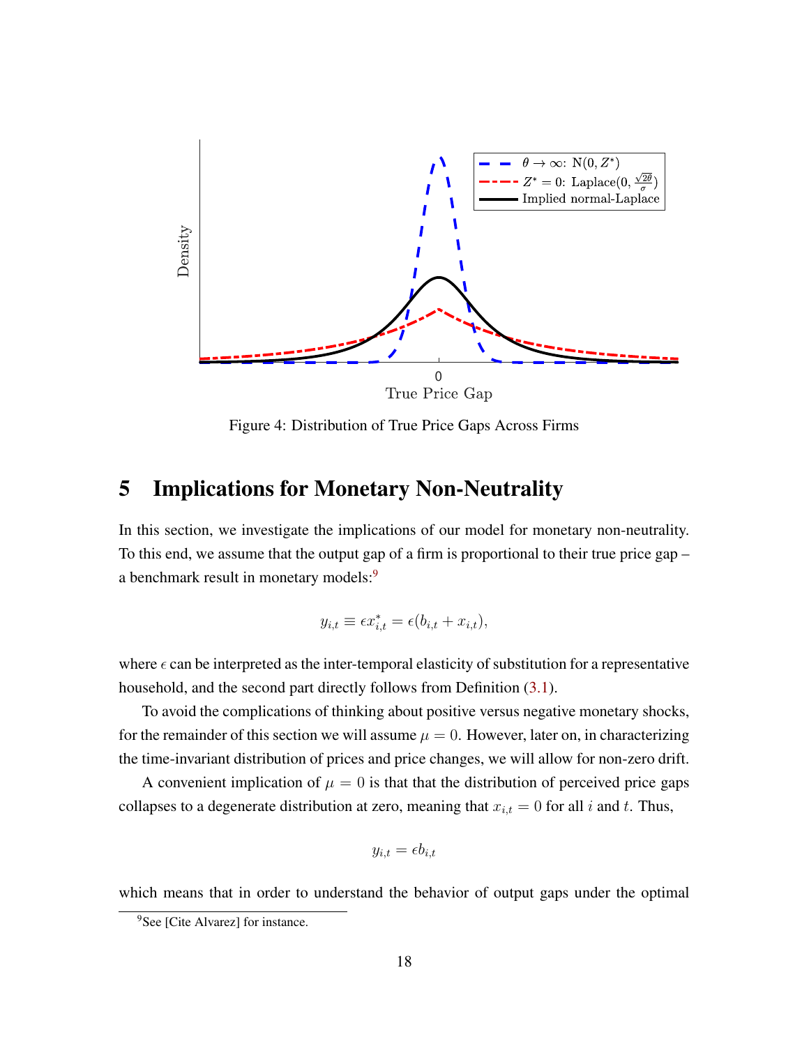Figure 4: Distribution of True Price Gaps Across Firms

# 5 Implications for Monetary Non-Neutrality

In this section, we investigate the implications of our model for monetary non-neutrality. To this end, we assume that the output gap of a firm is proportional to their true price gap – a benchmark result in monetary models:[9]

$$y_{i,t} \equiv \epsilon x^*_{i,t} = \epsilon(b_{i,t} + x_{i,t}),$$

where $\epsilon$ can be interpreted as the inter-temporal elasticity of substitution for a representative household, and the second part directly follows from Definition (3.1).

To avoid the complications of thinking about positive versus negative monetary shocks, for the remainder of this section we will assume $\mu = 0$. However, later on, in characterizing the time-invariant distribution of prices and price changes, we will allow for non-zero drift.

A convenient implication of $\mu = 0$ is that that the distribution of perceived price gaps collapses to a degenerate distribution at zero, meaning that $x_{i,t} = 0$ for all $i$ and $t$. Thus,

$$y_{i,t} = \epsilon b_{i,t}$$

which means that in order to understand the behavior of output gaps under the optimal

[9] See [Cite Alvarez] for instance.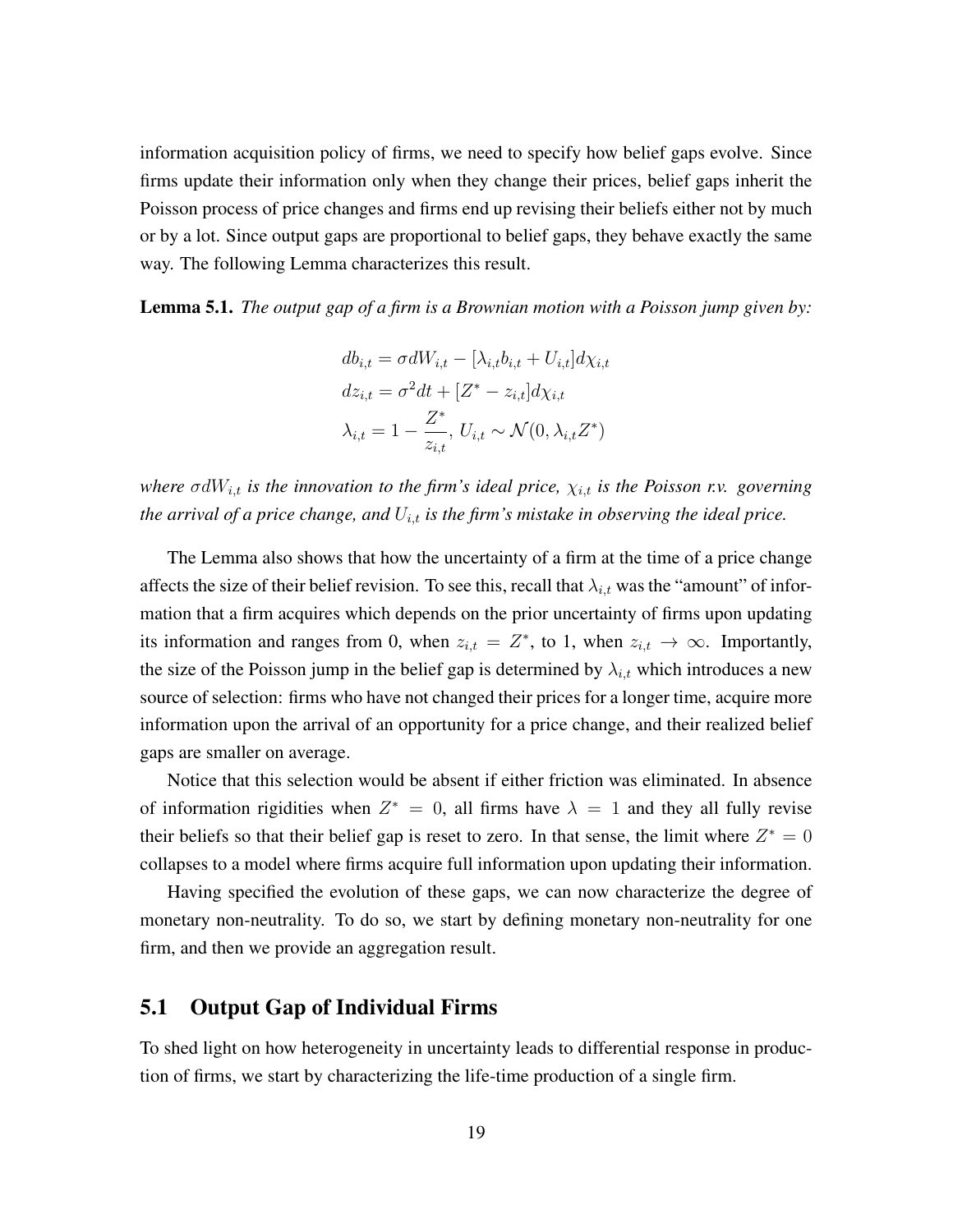information acquisition policy of firms, we need to specify how belief gaps evolve. Since firms update their information only when they change their prices, belief gaps inherit the Poisson process of price changes and firms end up revising their beliefs either not by much or by a lot. Since output gaps are proportional to belief gaps, they behave exactly the same way. The following Lemma characterizes this result.

**Lemma 5.1.** *The output gap of a firm is a Brownian motion with a Poisson jump given by:*

$$
\begin{aligned}
db_{i,t} &= \sigma dW_{i,t} - [\lambda_{i,t} b_{i,t} + U_{i,t}] d\chi_{i,t} \\
dz_{i,t} &= \sigma^2 dt + [Z^* - z_{i,t}] d\chi_{i,t} \\
\lambda_{i,t} &= 1 - \frac{Z^*}{z_{i,t}},\ U_{i,t} \sim \mathcal{N}(0, \lambda_{i,t} Z^*)
\end{aligned}
$$

*where $\sigma dW_{i,t}$ is the innovation to the firm's ideal price, $\chi_{i,t}$ is the Poisson r.v. governing the arrival of a price change, and $U_{i,t}$ is the firm's mistake in observing the ideal price.*

The Lemma also shows that how the uncertainty of a firm at the time of a price change affects the size of their belief revision. To see this, recall that $\lambda_{i,t}$ was the "amount" of information that a firm acquires which depends on the prior uncertainty of firms upon updating its information and ranges from 0, when $z_{i,t} = Z^*$, to 1, when $z_{i,t} \to \infty$. Importantly, the size of the Poisson jump in the belief gap is determined by $\lambda_{i,t}$ which introduces a new source of selection: firms who have not changed their prices for a longer time, acquire more information upon the arrival of an opportunity for a price change, and their realized belief gaps are smaller on average.

Notice that this selection would be absent if either friction was eliminated. In absence of information rigidities when $Z^* = 0$, all firms have $\lambda = 1$ and they all fully revise their beliefs so that their belief gap is reset to zero. In that sense, the limit where $Z^* = 0$ collapses to a model where firms acquire full information upon updating their information.

Having specified the evolution of these gaps, we can now characterize the degree of monetary non-neutrality. To do so, we start by defining monetary non-neutrality for one firm, and then we provide an aggregation result.

## 5.1 Output Gap of Individual Firms

To shed light on how heterogeneity in uncertainty leads to differential response in production of firms, we start by characterizing the life-time production of a single firm.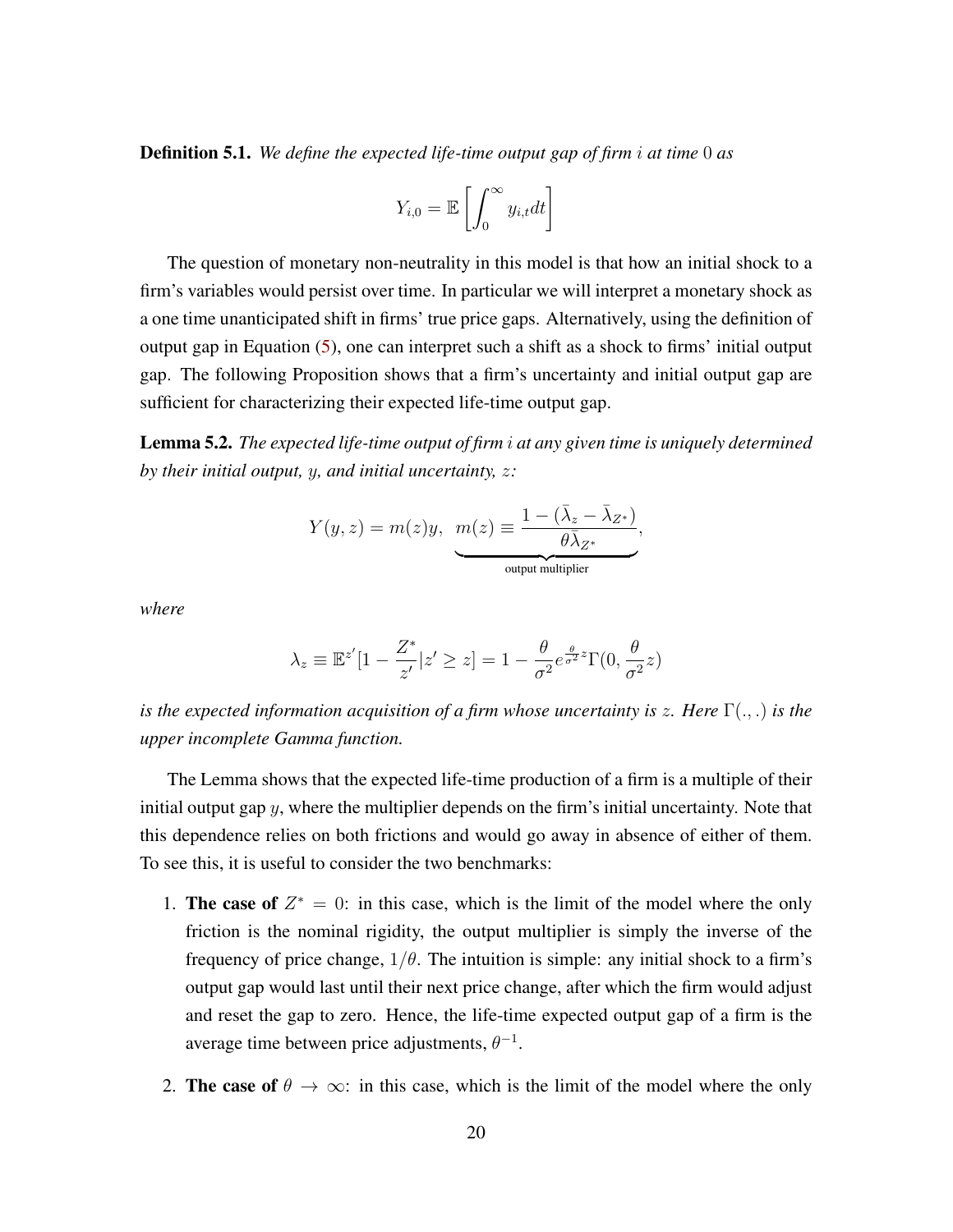**Definition 5.1.** *We define the expected life-time output gap of firm $i$ at time $0$ as*

$$Y_{i,0} = \mathbb{E}\left[\int_0^\infty y_{i,t} dt\right]$$

The question of monetary non-neutrality in this model is that how an initial shock to a firm's variables would persist over time. In particular we will interpret a monetary shock as a one time unanticipated shift in firms' true price gaps. Alternatively, using the definition of output gap in Equation (5), one can interpret such a shift as a shock to firms' initial output gap. The following Proposition shows that a firm's uncertainty and initial output gap are sufficient for characterizing their expected life-time output gap.

**Lemma 5.2.** *The expected life-time output of firm $i$ at any given time is uniquely determined by their initial output, $y$, and initial uncertainty, $z$:*

$$Y(y, z) = m(z)y, \quad \underbrace{m(z) \equiv \frac{1 - (\bar{\lambda}_z - \bar{\lambda}_{Z^*})}{\theta \bar{\lambda}_{Z^*}}}_{\text{output multiplier}},$$

*where*

$$\lambda_z \equiv \mathbb{E}^{z'}[1 - \frac{Z^*}{z'}|z' \geq z] = 1 - \frac{\theta}{\sigma^2} e^{\frac{\theta}{\sigma^2}z} \Gamma(0, \frac{\theta}{\sigma^2}z)$$

*is the expected information acquisition of a firm whose uncertainty is $z$. Here $\Gamma(.,.)$ is the upper incomplete Gamma function.*

The Lemma shows that the expected life-time production of a firm is a multiple of their initial output gap $y$, where the multiplier depends on the firm's initial uncertainty. Note that this dependence relies on both frictions and would go away in absence of either of them. To see this, it is useful to consider the two benchmarks:

1. **The case of $Z^* = 0$**: in this case, which is the limit of the model where the only friction is the nominal rigidity, the output multiplier is simply the inverse of the frequency of price change, $1/\theta$. The intuition is simple: any initial shock to a firm's output gap would last until their next price change, after which the firm would adjust and reset the gap to zero. Hence, the life-time expected output gap of a firm is the average time between price adjustments, $\theta^{-1}$.

2. **The case of $\theta \to \infty$**: in this case, which is the limit of the model where the only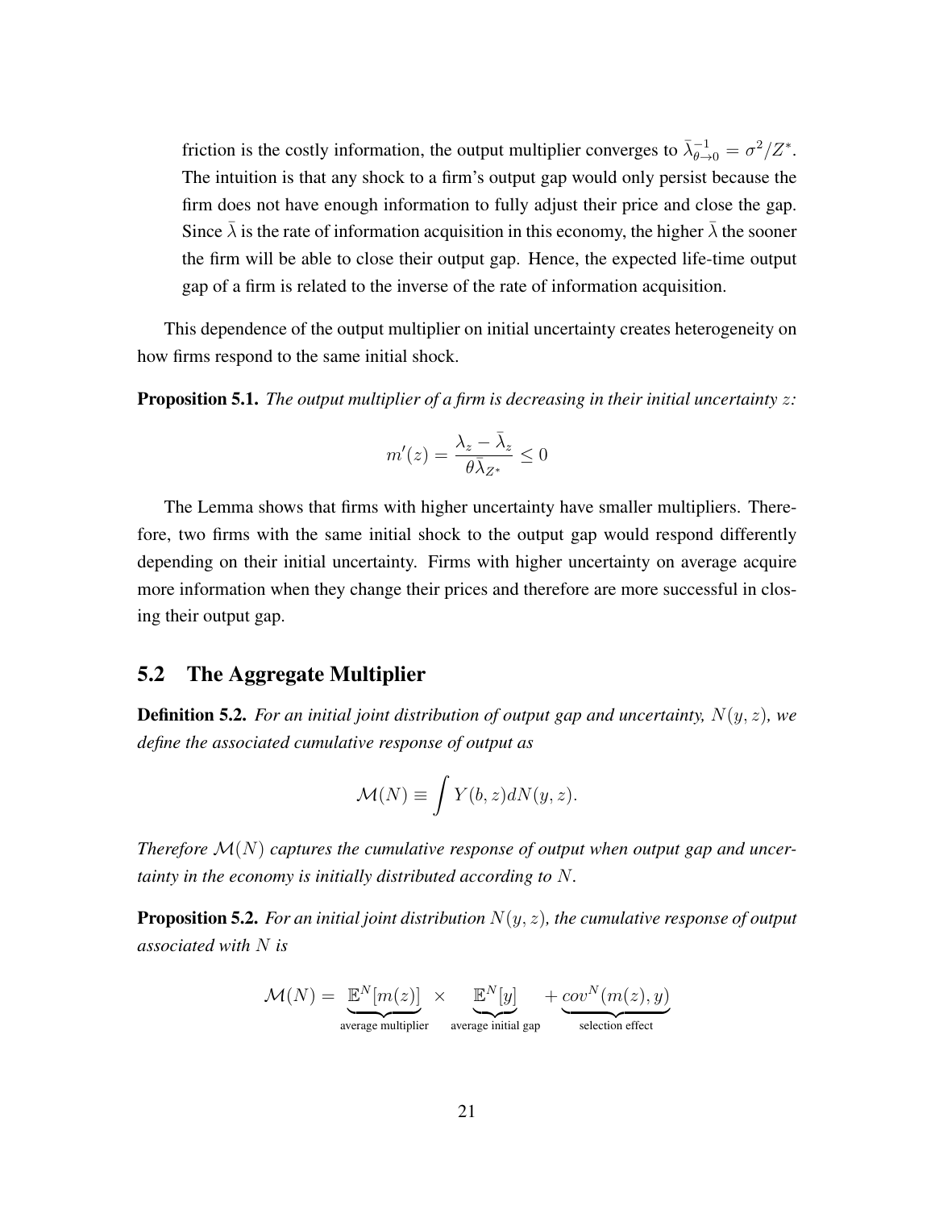friction is the costly information, the output multiplier converges to $\bar{\lambda}_{\theta \to 0}^{-1} = \sigma^2 / Z^*$. The intuition is that any shock to a firm's output gap would only persist because the firm does not have enough information to fully adjust their price and close the gap. Since $\bar{\lambda}$ is the rate of information acquisition in this economy, the higher $\bar{\lambda}$ the sooner the firm will be able to close their output gap. Hence, the expected life-time output gap of a firm is related to the inverse of the rate of information acquisition.

This dependence of the output multiplier on initial uncertainty creates heterogeneity on how firms respond to the same initial shock.

**Proposition 5.1.** *The output multiplier of a firm is decreasing in their initial uncertainty $z$:*

$$m'(z) = \frac{\lambda_z - \bar{\lambda}_z}{\theta \bar{\lambda}_{Z^*}} \leq 0$$

The Lemma shows that firms with higher uncertainty have smaller multipliers. Therefore, two firms with the same initial shock to the output gap would respond differently depending on their initial uncertainty. Firms with higher uncertainty on average acquire more information when they change their prices and therefore are more successful in closing their output gap.

## 5.2 The Aggregate Multiplier

**Definition 5.2.** *For an initial joint distribution of output gap and uncertainty, $N(y, z)$, we define the associated cumulative response of output as*

$$\mathcal{M}(N) \equiv \int Y(b, z) dN(y, z).$$

*Therefore $\mathcal{M}(N)$ captures the cumulative response of output when output gap and uncertainty in the economy is initially distributed according to $N$.*

**Proposition 5.2.** *For an initial joint distribution $N(y, z)$, the cumulative response of output associated with $N$ is*

$$\mathcal{M}(N) = \underbrace{\mathbb{E}^N[m(z)]}_{\text{average multiplier}} \times \underbrace{\mathbb{E}^N[y]}_{\text{average initial gap}} + \underbrace{cov^N(m(z), y)}_{\text{selection effect}}$$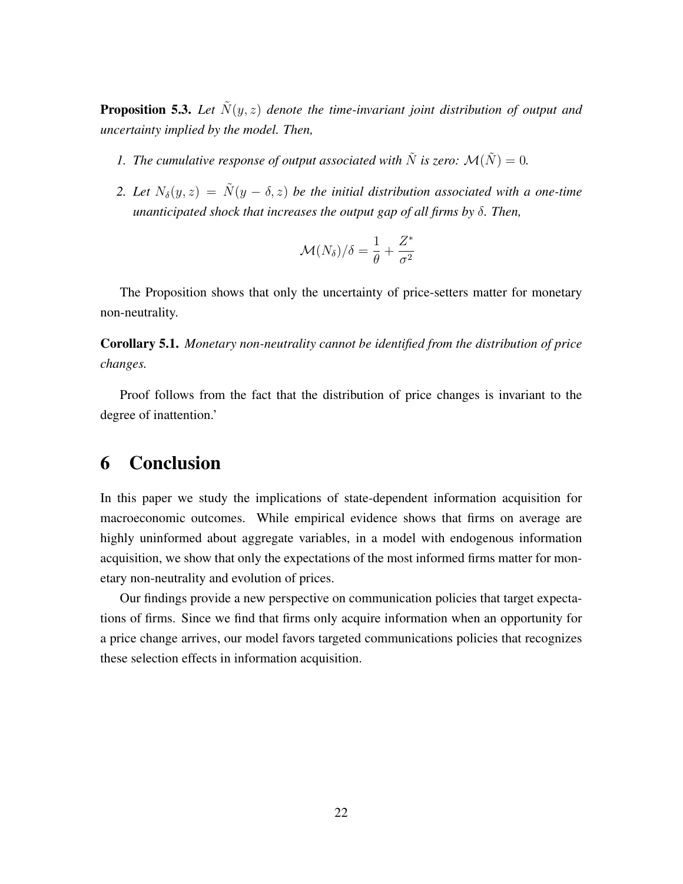**Proposition 5.3.** *Let $\tilde{N}(y, z)$ denote the time-invariant joint distribution of output and uncertainty implied by the model. Then,*

1. *The cumulative response of output associated with $\tilde{N}$ is zero: $\mathcal{M}(\tilde{N}) = 0$.*
2. *Let $N_\delta(y, z) = \tilde{N}(y - \delta, z)$ be the initial distribution associated with a one-time unanticipated shock that increases the output gap of all firms by $\delta$. Then,*

$$\mathcal{M}(N_\delta)/\delta = \frac{1}{\theta} + \frac{Z^*}{\sigma^2}$$

The Proposition shows that only the uncertainty of price-setters matter for monetary non-neutrality.

**Corollary 5.1.** *Monetary non-neutrality cannot be identified from the distribution of price changes.*

Proof follows from the fact that the distribution of price changes is invariant to the degree of inattention.'

# 6 Conclusion

In this paper we study the implications of state-dependent information acquisition for macroeconomic outcomes. While empirical evidence shows that firms on average are highly uninformed about aggregate variables, in a model with endogenous information acquisition, we show that only the expectations of the most informed firms matter for monetary non-neutrality and evolution of prices.

Our findings provide a new perspective on communication policies that target expectations of firms. Since we find that firms only acquire information when an opportunity for a price change arrives, our model favors targeted communications policies that recognizes these selection effects in information acquisition.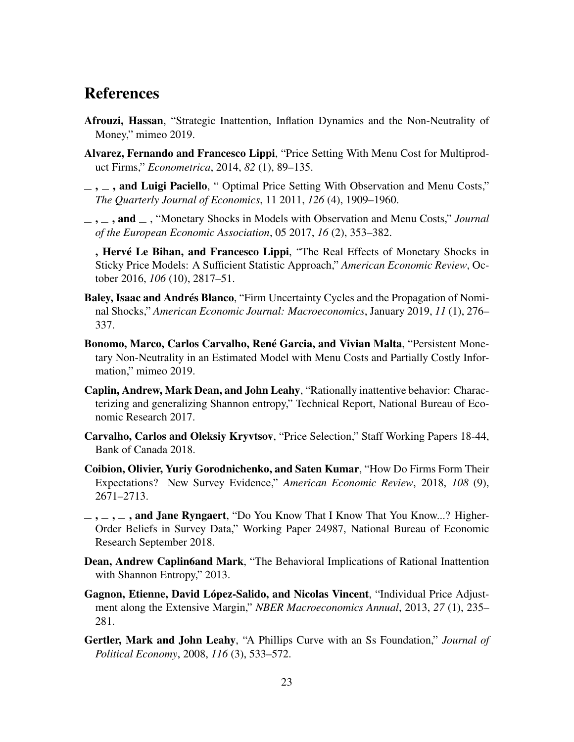## References

**Afrouzi, Hassan**, "Strategic Inattention, Inflation Dynamics and the Non-Neutrality of Money," mimeo 2019.

**Alvarez, Fernando and Francesco Lippi**, "Price Setting With Menu Cost for Multiproduct Firms," *Econometrica*, 2014, *82* (1), 89–135.

**_ , _ , and Luigi Paciello**, " Optimal Price Setting With Observation and Menu Costs," *The Quarterly Journal of Economics*, 11 2011, *126* (4), 1909–1960.

**_ , _ , and _** , "Monetary Shocks in Models with Observation and Menu Costs," *Journal of the European Economic Association*, 05 2017, *16* (2), 353–382.

**_ , Hervé Le Bihan, and Francesco Lippi**, "The Real Effects of Monetary Shocks in Sticky Price Models: A Sufficient Statistic Approach," *American Economic Review*, October 2016, *106* (10), 2817–51.

**Baley, Isaac and Andrés Blanco**, "Firm Uncertainty Cycles and the Propagation of Nominal Shocks," *American Economic Journal: Macroeconomics*, January 2019, *11* (1), 276–337.

**Bonomo, Marco, Carlos Carvalho, René Garcia, and Vivian Malta**, "Persistent Monetary Non-Neutrality in an Estimated Model with Menu Costs and Partially Costly Information," mimeo 2019.

**Caplin, Andrew, Mark Dean, and John Leahy**, "Rationally inattentive behavior: Characterizing and generalizing Shannon entropy," Technical Report, National Bureau of Economic Research 2017.

**Carvalho, Carlos and Oleksiy Kryvtsov**, "Price Selection," Staff Working Papers 18-44, Bank of Canada 2018.

**Coibion, Olivier, Yuriy Gorodnichenko, and Saten Kumar**, "How Do Firms Form Their Expectations? New Survey Evidence," *American Economic Review*, 2018, *108* (9), 2671–2713.

**_ , _ , _ , and Jane Ryngaert**, "Do You Know That I Know That You Know...? Higher-Order Beliefs in Survey Data," Working Paper 24987, National Bureau of Economic Research September 2018.

**Dean, Andrew Caplin6and Mark**, "The Behavioral Implications of Rational Inattention with Shannon Entropy," 2013.

**Gagnon, Etienne, David López-Salido, and Nicolas Vincent**, "Individual Price Adjustment along the Extensive Margin," *NBER Macroeconomics Annual*, 2013, *27* (1), 235–281.

**Gertler, Mark and John Leahy**, "A Phillips Curve with an Ss Foundation," *Journal of Political Economy*, 2008, *116* (3), 533–572.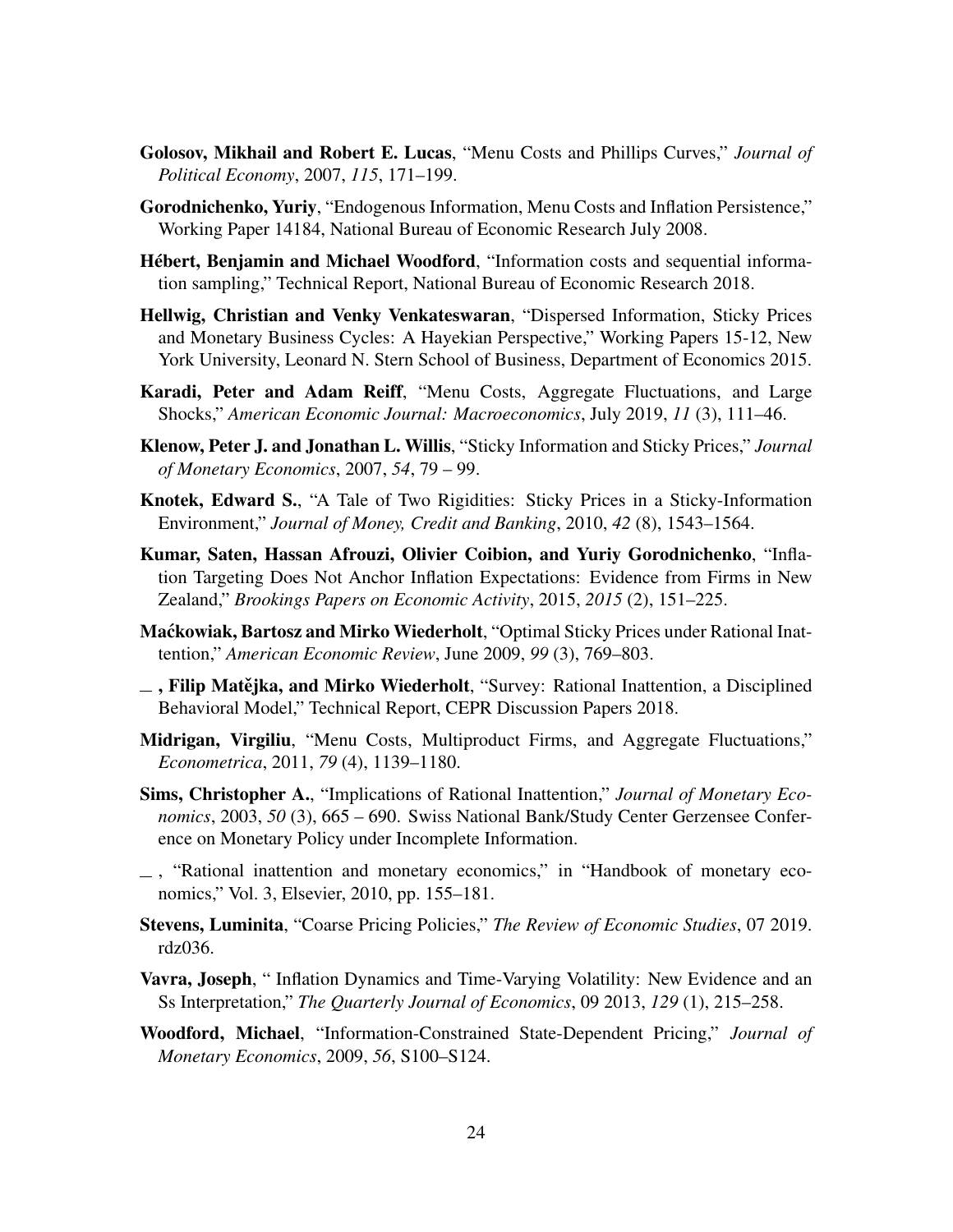**Golosov, Mikhail and Robert E. Lucas**, "Menu Costs and Phillips Curves," *Journal of Political Economy*, 2007, *115*, 171–199.

**Gorodnichenko, Yuriy**, "Endogenous Information, Menu Costs and Inflation Persistence," Working Paper 14184, National Bureau of Economic Research July 2008.

**Hébert, Benjamin and Michael Woodford**, "Information costs and sequential information sampling," Technical Report, National Bureau of Economic Research 2018.

**Hellwig, Christian and Venky Venkateswaran**, "Dispersed Information, Sticky Prices and Monetary Business Cycles: A Hayekian Perspective," Working Papers 15-12, New York University, Leonard N. Stern School of Business, Department of Economics 2015.

**Karadi, Peter and Adam Reiff**, "Menu Costs, Aggregate Fluctuations, and Large Shocks," *American Economic Journal: Macroeconomics*, July 2019, *11* (3), 111–46.

**Klenow, Peter J. and Jonathan L. Willis**, "Sticky Information and Sticky Prices," *Journal of Monetary Economics*, 2007, *54*, 79 – 99.

**Knotek, Edward S.**, "A Tale of Two Rigidities: Sticky Prices in a Sticky-Information Environment," *Journal of Money, Credit and Banking*, 2010, *42* (8), 1543–1564.

**Kumar, Saten, Hassan Afrouzi, Olivier Coibion, and Yuriy Gorodnichenko**, "Inflation Targeting Does Not Anchor Inflation Expectations: Evidence from Firms in New Zealand," *Brookings Papers on Economic Activity*, 2015, *2015* (2), 151–225.

**Maćkowiak, Bartosz and Mirko Wiederholt**, "Optimal Sticky Prices under Rational Inattention," *American Economic Review*, June 2009, *99* (3), 769–803.

**_, Filip Matějka, and Mirko Wiederholt**, "Survey: Rational Inattention, a Disciplined Behavioral Model," Technical Report, CEPR Discussion Papers 2018.

**Midrigan, Virgiliu**, "Menu Costs, Multiproduct Firms, and Aggregate Fluctuations," *Econometrica*, 2011, *79* (4), 1139–1180.

**Sims, Christopher A.**, "Implications of Rational Inattention," *Journal of Monetary Economics*, 2003, *50* (3), 665 – 690. Swiss National Bank/Study Center Gerzensee Conference on Monetary Policy under Incomplete Information.

_, "Rational inattention and monetary economics," in "Handbook of monetary economics," Vol. 3, Elsevier, 2010, pp. 155–181.

**Stevens, Luminita**, "Coarse Pricing Policies," *The Review of Economic Studies*, 07 2019. rdz036.

**Vavra, Joseph**, " Inflation Dynamics and Time-Varying Volatility: New Evidence and an Ss Interpretation," *The Quarterly Journal of Economics*, 09 2013, *129* (1), 215–258.

**Woodford, Michael**, "Information-Constrained State-Dependent Pricing," *Journal of Monetary Economics*, 2009, *56*, S100–S124.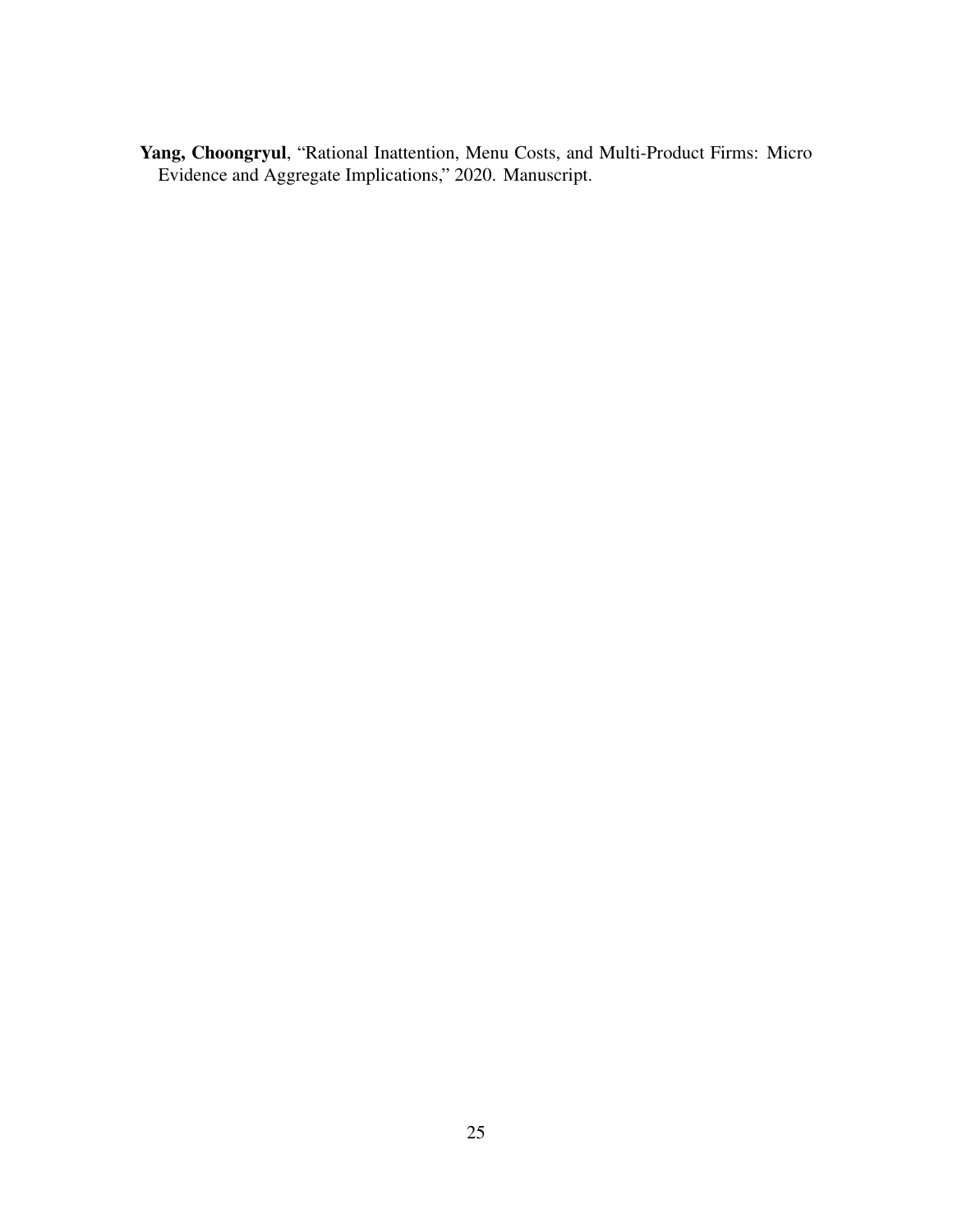**Yang, Choongryul**, "Rational Inattention, Menu Costs, and Multi-Product Firms: Micro Evidence and Aggregate Implications," 2020. Manuscript.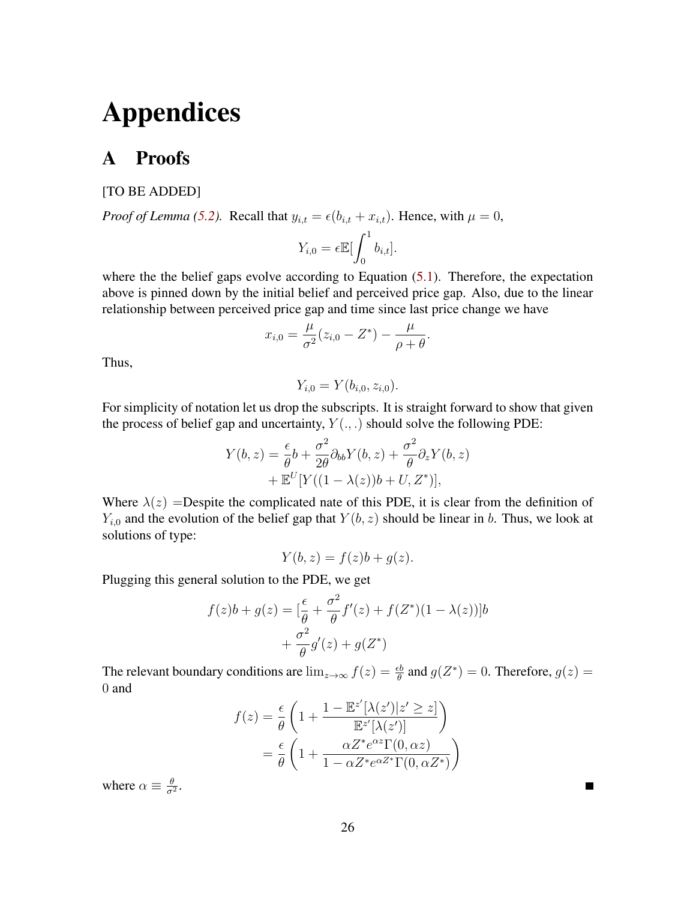# Appendices

## A Proofs

[TO BE ADDED]

*Proof of Lemma (5.2).* Recall that $y_{i,t} = \epsilon(b_{i,t} + x_{i,t})$. Hence, with $\mu = 0$,

$$Y_{i,0} = \epsilon\mathbb{E}[\int_0^1 b_{i,t}].$$

where the the belief gaps evolve according to Equation (5.1). Therefore, the expectation above is pinned down by the initial belief and perceived price gap. Also, due to the linear relationship between perceived price gap and time since last price change we have

$$x_{i,0} = \frac{\mu}{\sigma^2}(z_{i,0} - Z^*) - \frac{\mu}{\rho + \theta}.$$

Thus,

$$Y_{i,0} = Y(b_{i,0}, z_{i,0}).$$

For simplicity of notation let us drop the subscripts. It is straight forward to show that given the process of belief gap and uncertainty, $Y(.,.)$ should solve the following PDE:

$$\begin{aligned} Y(b,z) = &\frac{\epsilon}{\theta}b + \frac{\sigma^2}{2\theta}\partial_{bb}Y(b,z) + \frac{\sigma^2}{\theta}\partial_z Y(b,z) \\ &+ \mathbb{E}^U[Y((1-\lambda(z))b + U, Z^*)], \end{aligned}$$

Where $\lambda(z)$ =Despite the complicated nate of this PDE, it is clear from the definition of $Y_{i,0}$ and the evolution of the belief gap that $Y(b,z)$ should be linear in $b$. Thus, we look at solutions of type:

$$Y(b,z) = f(z)b + g(z).$$

Plugging this general solution to the PDE, we get

$$\begin{aligned} f(z)b + g(z) = &[\frac{\epsilon}{\theta} + \frac{\sigma^2}{\theta}f'(z) + f(Z^*)(1-\lambda(z))]b \\ &+ \frac{\sigma^2}{\theta}g'(z) + g(Z^*) \end{aligned}$$

The relevant boundary conditions are $\lim_{z\to\infty} f(z) = \frac{\epsilon b}{\theta}$ and $g(Z^*) = 0$. Therefore, $g(z) = 0$ and

$$\begin{aligned} f(z) &= \frac{\epsilon}{\theta}\left(1 + \frac{1 - \mathbb{E}^{z'}[\lambda(z')|z' \geq z]}{\mathbb{E}^{z'}[\lambda(z')]}\right) \\ &= \frac{\epsilon}{\theta}\left(1 + \frac{\alpha Z^* e^{\alpha z}\Gamma(0, \alpha z)}{1 - \alpha Z^* e^{\alpha Z^*}\Gamma(0, \alpha Z^*)}\right) \end{aligned}$$

where $\alpha \equiv \frac{\theta}{\sigma^2}$. ■